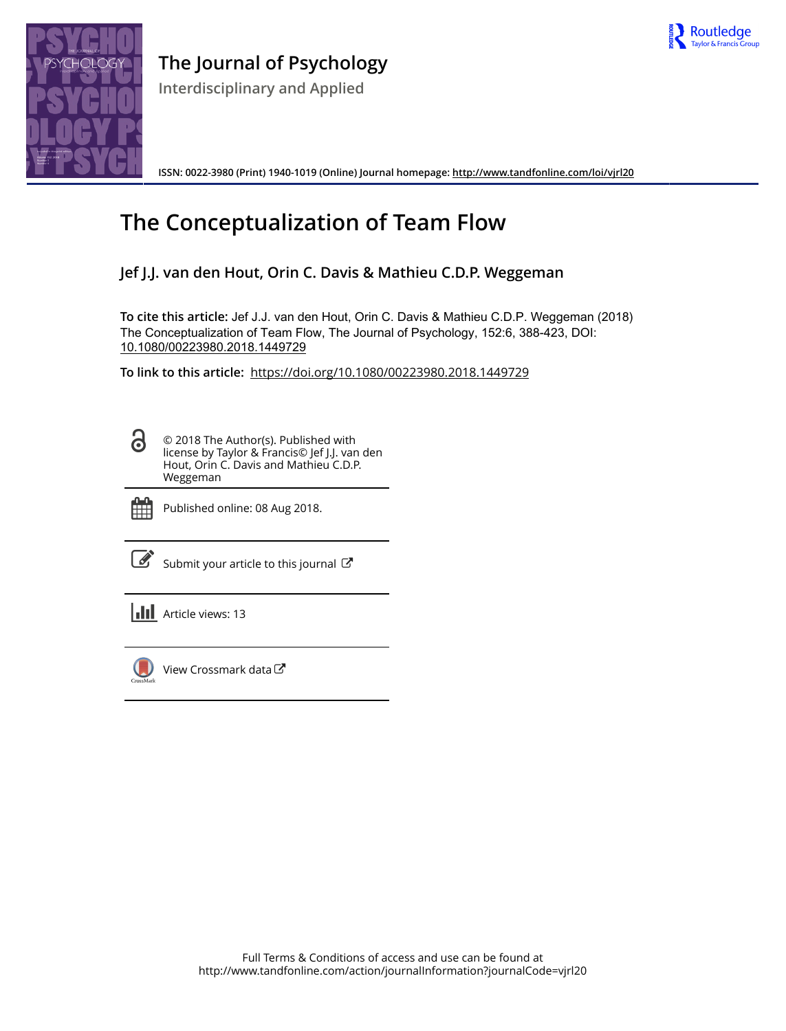# The Journal of Psychology

## Interdisciplinary and Applied

ISSN: 0022-3980 (Print) 1940-1019 (Online) Journal homepage: http://www.tandfonline.com/loi/vjrl20

# The Conceptualization of Team Flow

**Jef J.J. van den Hout, Orin C. Davis & Mathieu C.D.P. Weggeman**

**To cite this article:** Jef J.J. van den Hout, Orin C. Davis & Mathieu C.D.P. Weggeman (2018) The Conceptualization of Team Flow, The Journal of Psychology, 152:6, 388-423, DOI: 10.1080/00223980.2018.1449729

**To link to this article:** https://doi.org/10.1080/00223980.2018.1449729

© 2018 The Author(s). Published with license by Taylor & Francis© Jef J.J. van den Hout, Orin C. Davis and Mathieu C.D.P. Weggeman

Published online: 08 Aug 2018.

Submit your article to this journal

Article views: 13

View Crossmark data

Full Terms & Conditions of access and use can be found at http://www.tandfonline.com/action/journalInformation?journalCode=vjrl20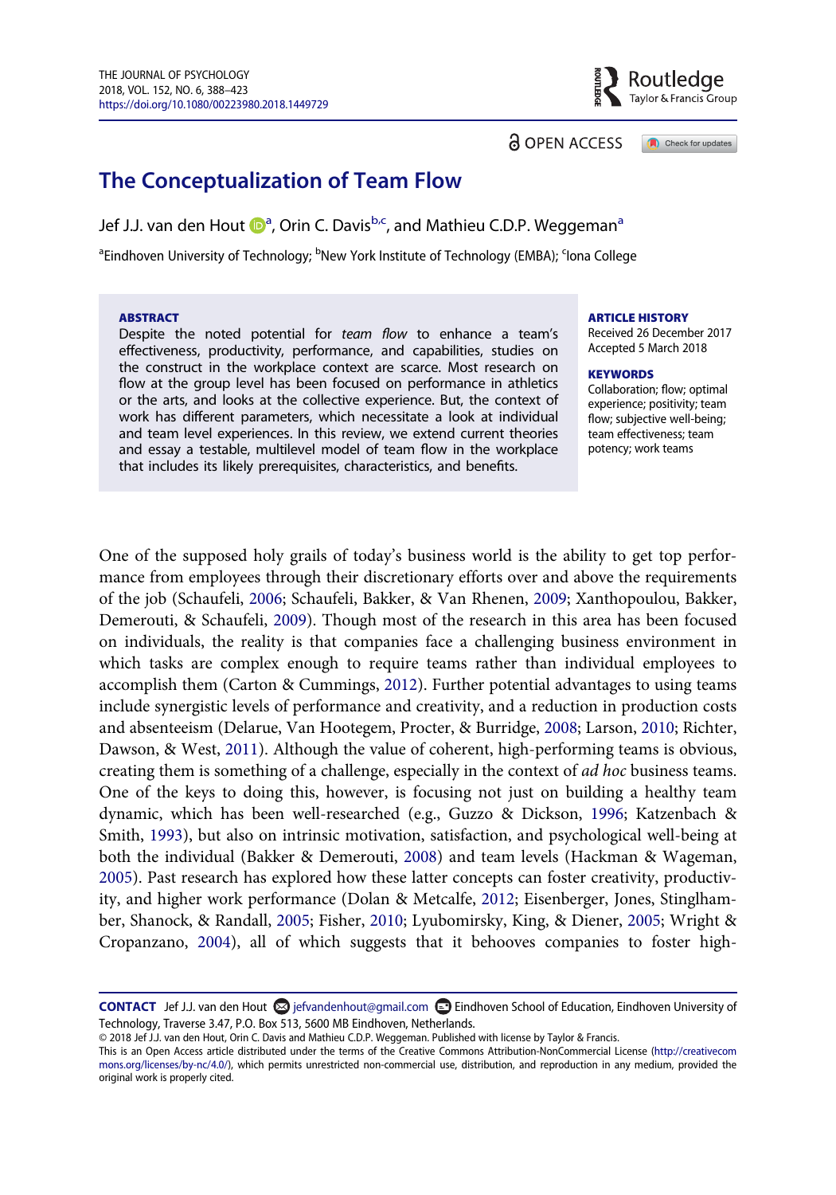# The Conceptualization of Team Flow

Jef J.J. van den Hout[a], Orin C. Davis[b,c], and Mathieu C.D.P. Weggeman[a]

[a]Eindhoven University of Technology; [b]New York Institute of Technology (EMBA); [c]Iona College

**ABSTRACT**

Despite the noted potential for *team flow* to enhance a team's effectiveness, productivity, performance, and capabilities, studies on the construct in the workplace context are scarce. Most research on flow at the group level has been focused on performance in athletics or the arts, and looks at the collective experience. But, the context of work has different parameters, which necessitate a look at individual and team level experiences. In this review, we extend current theories and essay a testable, multilevel model of team flow in the workplace that includes its likely prerequisites, characteristics, and benefits.

**ARTICLE HISTORY**

Received 26 December 2017
Accepted 5 March 2018

**KEYWORDS**

Collaboration; flow; optimal experience; positivity; team flow; subjective well-being; team effectiveness; team potency; work teams

One of the supposed holy grails of today's business world is the ability to get top performance from employees through their discretionary efforts over and above the requirements of the job (Schaufeli, 2006; Schaufeli, Bakker, & Van Rhenen, 2009; Xanthopoulou, Bakker, Demerouti, & Schaufeli, 2009). Though most of the research in this area has been focused on individuals, the reality is that companies face a challenging business environment in which tasks are complex enough to require teams rather than individual employees to accomplish them (Carton & Cummings, 2012). Further potential advantages to using teams include synergistic levels of performance and creativity, and a reduction in production costs and absenteeism (Delarue, Van Hootegem, Procter, & Burridge, 2008; Larson, 2010; Richter, Dawson, & West, 2011). Although the value of coherent, high-performing teams is obvious, creating them is something of a challenge, especially in the context of *ad hoc* business teams. One of the keys to doing this, however, is focusing not just on building a healthy team dynamic, which has been well-researched (e.g., Guzzo & Dickson, 1996; Katzenbach & Smith, 1993), but also on intrinsic motivation, satisfaction, and psychological well-being at both the individual (Bakker & Demerouti, 2008) and team levels (Hackman & Wageman, 2005). Past research has explored how these latter concepts can foster creativity, productivity, and higher work performance (Dolan & Metcalfe, 2012; Eisenberger, Jones, Stinglhamber, Shanock, & Randall, 2005; Fisher, 2010; Lyubomirsky, King, & Diener, 2005; Wright & Cropanzano, 2004), all of which suggests that it behooves companies to foster high-

**CONTACT** Jef J.J. van den Hout jefvandenhout@gmail.com Eindhoven School of Education, Eindhoven University of Technology, Traverse 3.47, P.O. Box 513, 5600 MB Eindhoven, Netherlands.

© 2018 Jef J.J. van den Hout, Orin C. Davis and Mathieu C.D.P. Weggeman. Published with license by Taylor & Francis.

This is an Open Access article distributed under the terms of the Creative Commons Attribution-NonCommercial License (http://creativecommons.org/licenses/by-nc/4.0/), which permits unrestricted non-commercial use, distribution, and reproduction in any medium, provided the original work is properly cited.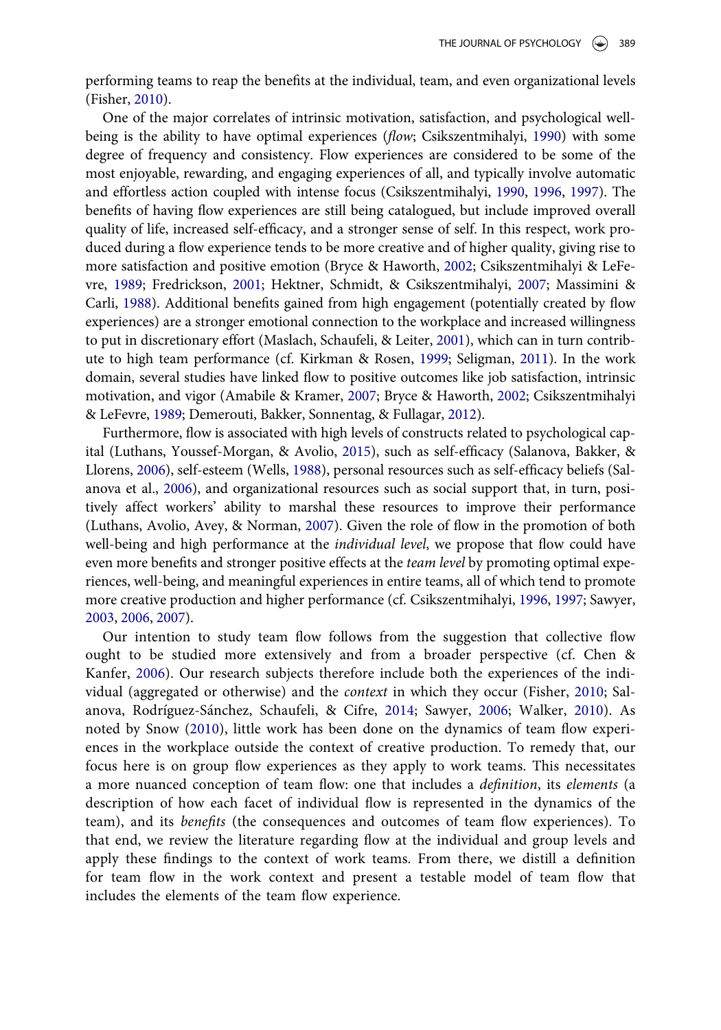performing teams to reap the benefits at the individual, team, and even organizational levels (Fisher, 2010).

One of the major correlates of intrinsic motivation, satisfaction, and psychological well-being is the ability to have optimal experiences (*flow*; Csikszentmihalyi, 1990) with some degree of frequency and consistency. Flow experiences are considered to be some of the most enjoyable, rewarding, and engaging experiences of all, and typically involve automatic and effortless action coupled with intense focus (Csikszentmihalyi, 1990, 1996, 1997). The benefits of having flow experiences are still being catalogued, but include improved overall quality of life, increased self-efficacy, and a stronger sense of self. In this respect, work produced during a flow experience tends to be more creative and of higher quality, giving rise to more satisfaction and positive emotion (Bryce & Haworth, 2002; Csikszentmihalyi & LeFevre, 1989; Fredrickson, 2001; Hektner, Schmidt, & Csikszentmihalyi, 2007; Massimini & Carli, 1988). Additional benefits gained from high engagement (potentially created by flow experiences) are a stronger emotional connection to the workplace and increased willingness to put in discretionary effort (Maslach, Schaufeli, & Leiter, 2001), which can in turn contribute to high team performance (cf. Kirkman & Rosen, 1999; Seligman, 2011). In the work domain, several studies have linked flow to positive outcomes like job satisfaction, intrinsic motivation, and vigor (Amabile & Kramer, 2007; Bryce & Haworth, 2002; Csikszentmihalyi & LeFevre, 1989; Demerouti, Bakker, Sonnentag, & Fullagar, 2012).

Furthermore, flow is associated with high levels of constructs related to psychological capital (Luthans, Youssef-Morgan, & Avolio, 2015), such as self-efficacy (Salanova, Bakker, & Llorens, 2006), self-esteem (Wells, 1988), personal resources such as self-efficacy beliefs (Salanova et al., 2006), and organizational resources such as social support that, in turn, positively affect workers' ability to marshal these resources to improve their performance (Luthans, Avolio, Avey, & Norman, 2007). Given the role of flow in the promotion of both well-being and high performance at the *individual level*, we propose that flow could have even more benefits and stronger positive effects at the *team level* by promoting optimal experiences, well-being, and meaningful experiences in entire teams, all of which tend to promote more creative production and higher performance (cf. Csikszentmihalyi, 1996, 1997; Sawyer, 2003, 2006, 2007).

Our intention to study team flow follows from the suggestion that collective flow ought to be studied more extensively and from a broader perspective (cf. Chen & Kanfer, 2006). Our research subjects therefore include both the experiences of the individual (aggregated or otherwise) and the *context* in which they occur (Fisher, 2010; Salanova, Rodríguez-Sánchez, Schaufeli, & Cifre, 2014; Sawyer, 2006; Walker, 2010). As noted by Snow (2010), little work has been done on the dynamics of team flow experiences in the workplace outside the context of creative production. To remedy that, our focus here is on group flow experiences as they apply to work teams. This necessitates a more nuanced conception of team flow: one that includes a *definition*, its *elements* (a description of how each facet of individual flow is represented in the dynamics of the team), and its *benefits* (the consequences and outcomes of team flow experiences). To that end, we review the literature regarding flow at the individual and group levels and apply these findings to the context of work teams. From there, we distill a definition for team flow in the work context and present a testable model of team flow that includes the elements of the team flow experience.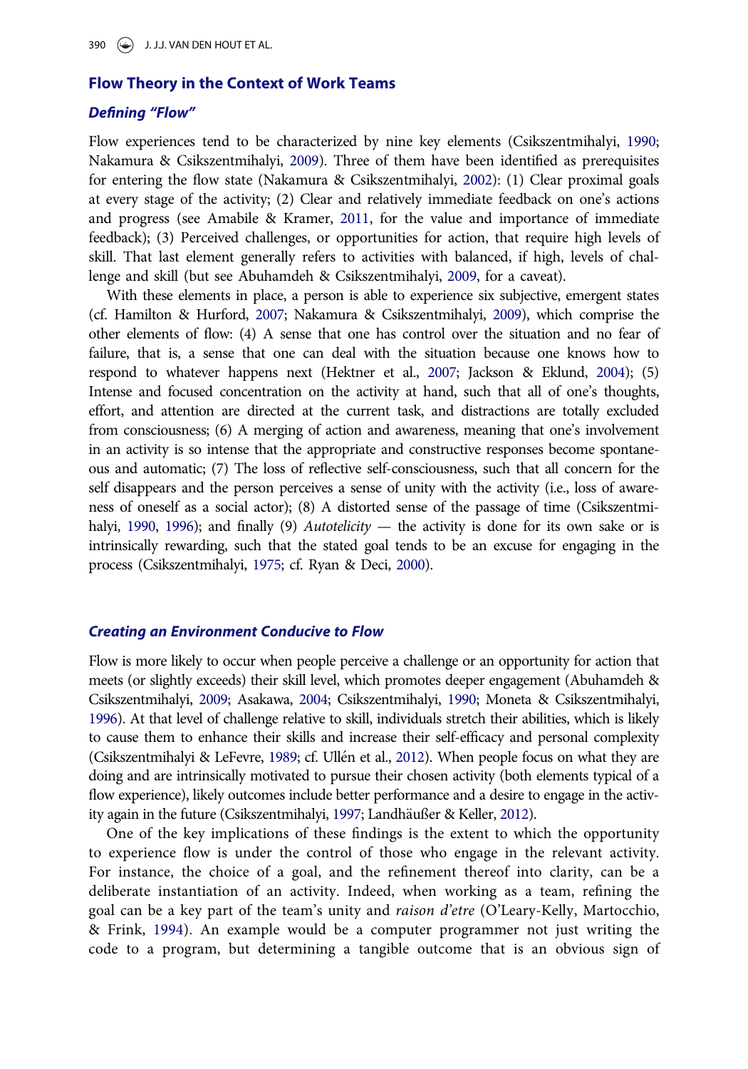## Flow Theory in the Context of Work Teams

### *Defining "Flow"*

Flow experiences tend to be characterized by nine key elements (Csikszentmihalyi, 1990; Nakamura & Csikszentmihalyi, 2009). Three of them have been identified as prerequisites for entering the flow state (Nakamura & Csikszentmihalyi, 2002): (1) Clear proximal goals at every stage of the activity; (2) Clear and relatively immediate feedback on one's actions and progress (see Amabile & Kramer, 2011, for the value and importance of immediate feedback); (3) Perceived challenges, or opportunities for action, that require high levels of skill. That last element generally refers to activities with balanced, if high, levels of challenge and skill (but see Abuhamdeh & Csikszentmihalyi, 2009, for a caveat).

With these elements in place, a person is able to experience six subjective, emergent states (cf. Hamilton & Hurford, 2007; Nakamura & Csikszentmihalyi, 2009), which comprise the other elements of flow: (4) A sense that one has control over the situation and no fear of failure, that is, a sense that one can deal with the situation because one knows how to respond to whatever happens next (Hektner et al., 2007; Jackson & Eklund, 2004); (5) Intense and focused concentration on the activity at hand, such that all of one's thoughts, effort, and attention are directed at the current task, and distractions are totally excluded from consciousness; (6) A merging of action and awareness, meaning that one's involvement in an activity is so intense that the appropriate and constructive responses become spontaneous and automatic; (7) The loss of reflective self-consciousness, such that all concern for the self disappears and the person perceives a sense of unity with the activity (i.e., loss of awareness of oneself as a social actor); (8) A distorted sense of the passage of time (Csikszentmihalyi, 1990, 1996); and finally (9) *Autotelicity* — the activity is done for its own sake or is intrinsically rewarding, such that the stated goal tends to be an excuse for engaging in the process (Csikszentmihalyi, 1975; cf. Ryan & Deci, 2000).

### *Creating an Environment Conducive to Flow*

Flow is more likely to occur when people perceive a challenge or an opportunity for action that meets (or slightly exceeds) their skill level, which promotes deeper engagement (Abuhamdeh & Csikszentmihalyi, 2009; Asakawa, 2004; Csikszentmihalyi, 1990; Moneta & Csikszentmihalyi, 1996). At that level of challenge relative to skill, individuals stretch their abilities, which is likely to cause them to enhance their skills and increase their self-efficacy and personal complexity (Csikszentmihalyi & LeFevre, 1989; cf. Ullén et al., 2012). When people focus on what they are doing and are intrinsically motivated to pursue their chosen activity (both elements typical of a flow experience), likely outcomes include better performance and a desire to engage in the activity again in the future (Csikszentmihalyi, 1997; Landhäußer & Keller, 2012).

One of the key implications of these findings is the extent to which the opportunity to experience flow is under the control of those who engage in the relevant activity. For instance, the choice of a goal, and the refinement thereof into clarity, can be a deliberate instantiation of an activity. Indeed, when working as a team, refining the goal can be a key part of the team's unity and *raison d'etre* (O'Leary-Kelly, Martocchio, & Frink, 1994). An example would be a computer programmer not just writing the code to a program, but determining a tangible outcome that is an obvious sign of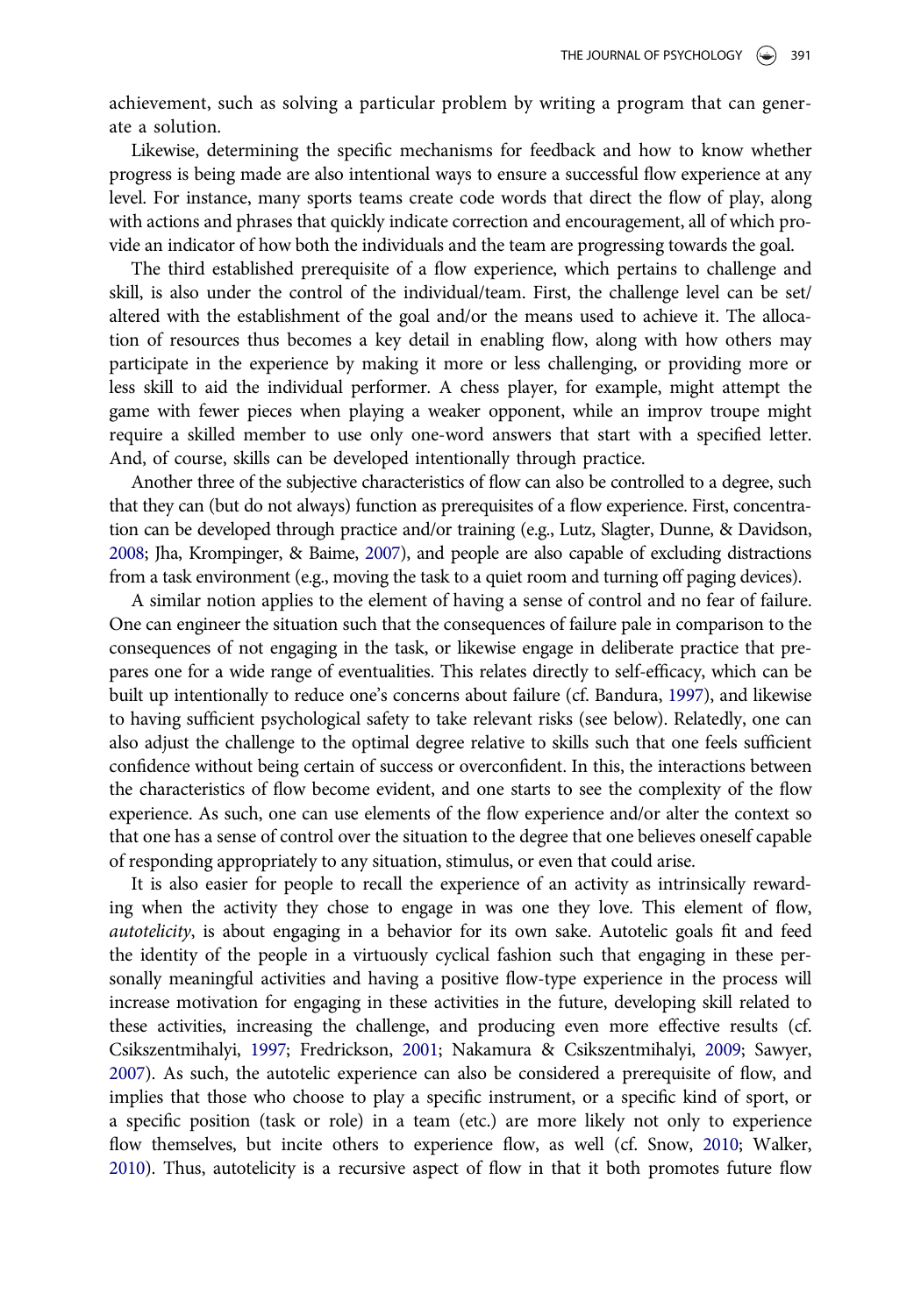achievement, such as solving a particular problem by writing a program that can generate a solution.

Likewise, determining the specific mechanisms for feedback and how to know whether progress is being made are also intentional ways to ensure a successful flow experience at any level. For instance, many sports teams create code words that direct the flow of play, along with actions and phrases that quickly indicate correction and encouragement, all of which provide an indicator of how both the individuals and the team are progressing towards the goal.

The third established prerequisite of a flow experience, which pertains to challenge and skill, is also under the control of the individual/team. First, the challenge level can be set/altered with the establishment of the goal and/or the means used to achieve it. The allocation of resources thus becomes a key detail in enabling flow, along with how others may participate in the experience by making it more or less challenging, or providing more or less skill to aid the individual performer. A chess player, for example, might attempt the game with fewer pieces when playing a weaker opponent, while an improv troupe might require a skilled member to use only one-word answers that start with a specified letter. And, of course, skills can be developed intentionally through practice.

Another three of the subjective characteristics of flow can also be controlled to a degree, such that they can (but do not always) function as prerequisites of a flow experience. First, concentration can be developed through practice and/or training (e.g., Lutz, Slagter, Dunne, & Davidson, 2008; Jha, Krompinger, & Baime, 2007), and people are also capable of excluding distractions from a task environment (e.g., moving the task to a quiet room and turning off paging devices).

A similar notion applies to the element of having a sense of control and no fear of failure. One can engineer the situation such that the consequences of failure pale in comparison to the consequences of not engaging in the task, or likewise engage in deliberate practice that prepares one for a wide range of eventualities. This relates directly to self-efficacy, which can be built up intentionally to reduce one's concerns about failure (cf. Bandura, 1997), and likewise to having sufficient psychological safety to take relevant risks (see below). Relatedly, one can also adjust the challenge to the optimal degree relative to skills such that one feels sufficient confidence without being certain of success or overconfident. In this, the interactions between the characteristics of flow become evident, and one starts to see the complexity of the flow experience. As such, one can use elements of the flow experience and/or alter the context so that one has a sense of control over the situation to the degree that one believes oneself capable of responding appropriately to any situation, stimulus, or even that could arise.

It is also easier for people to recall the experience of an activity as intrinsically rewarding when the activity they chose to engage in was one they love. This element of flow, *autotelicity*, is about engaging in a behavior for its own sake. Autotelic goals fit and feed the identity of the people in a virtuously cyclical fashion such that engaging in these personally meaningful activities and having a positive flow-type experience in the process will increase motivation for engaging in these activities in the future, developing skill related to these activities, increasing the challenge, and producing even more effective results (cf. Csikszentmihalyi, 1997; Fredrickson, 2001; Nakamura & Csikszentmihalyi, 2009; Sawyer, 2007). As such, the autotelic experience can also be considered a prerequisite of flow, and implies that those who choose to play a specific instrument, or a specific kind of sport, or a specific position (task or role) in a team (etc.) are more likely not only to experience flow themselves, but incite others to experience flow, as well (cf. Snow, 2010; Walker, 2010). Thus, autotelicity is a recursive aspect of flow in that it both promotes future flow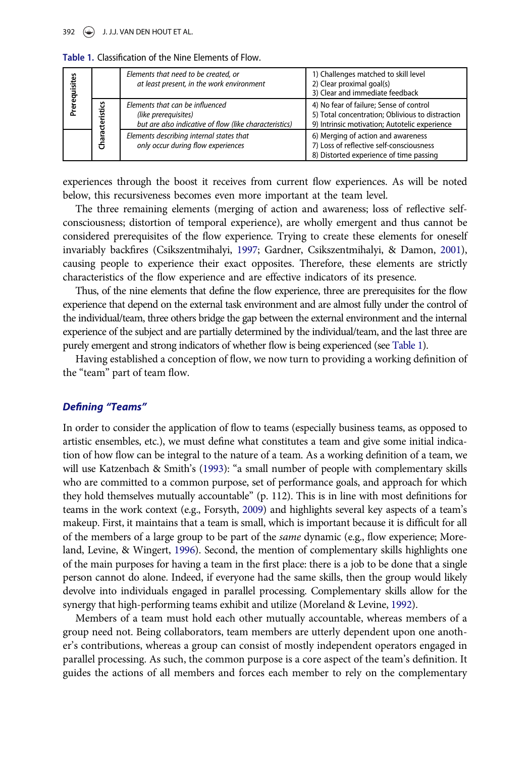Table 1. Classification of the Nine Elements of Flow.

| | | | |
|---|---|---|---|
| Prerequisites | | *Elements that need to be created, or at least present, in the work environment* | 1) Challenges matched to skill level<br>2) Clear proximal goal(s)<br>3) Clear and immediate feedback |
| Prerequisites | Characteristics | *Elements that can be influenced (like prerequisites) but are also indicative of flow (like characteristics)* | 4) No fear of failure; Sense of control<br>5) Total concentration; Oblivious to distraction<br>9) Intrinsic motivation; Autotelic experience |
| | Characteristics | *Elements describing internal states that only occur during flow experiences* | 6) Merging of action and awareness<br>7) Loss of reflective self-consciousness<br>8) Distorted experience of time passing |

experiences through the boost it receives from current flow experiences. As will be noted below, this recursiveness becomes even more important at the team level.

The three remaining elements (merging of action and awareness; loss of reflective self-consciousness; distortion of temporal experience), are wholly emergent and thus cannot be considered prerequisites of the flow experience. Trying to create these elements for oneself invariably backfires (Csikszentmihalyi, 1997; Gardner, Csikszentmihalyi, & Damon, 2001), causing people to experience their exact opposites. Therefore, these elements are strictly characteristics of the flow experience and are effective indicators of its presence.

Thus, of the nine elements that define the flow experience, three are prerequisites for the flow experience that depend on the external task environment and are almost fully under the control of the individual/team, three others bridge the gap between the external environment and the internal experience of the subject and are partially determined by the individual/team, and the last three are purely emergent and strong indicators of whether flow is being experienced (see Table 1).

Having established a conception of flow, we now turn to providing a working definition of the "team" part of team flow.

### *Defining "Teams"*

In order to consider the application of flow to teams (especially business teams, as opposed to artistic ensembles, etc.), we must define what constitutes a team and give some initial indication of how flow can be integral to the nature of a team. As a working definition of a team, we will use Katzenbach & Smith's (1993): "a small number of people with complementary skills who are committed to a common purpose, set of performance goals, and approach for which they hold themselves mutually accountable" (p. 112). This is in line with most definitions for teams in the work context (e.g., Forsyth, 2009) and highlights several key aspects of a team's makeup. First, it maintains that a team is small, which is important because it is difficult for all of the members of a large group to be part of the *same* dynamic (e.g., flow experience; Moreland, Levine, & Wingert, 1996). Second, the mention of complementary skills highlights one of the main purposes for having a team in the first place: there is a job to be done that a single person cannot do alone. Indeed, if everyone had the same skills, then the group would likely devolve into individuals engaged in parallel processing. Complementary skills allow for the synergy that high-performing teams exhibit and utilize (Moreland & Levine, 1992).

Members of a team must hold each other mutually accountable, whereas members of a group need not. Being collaborators, team members are utterly dependent upon one another's contributions, whereas a group can consist of mostly independent operators engaged in parallel processing. As such, the common purpose is a core aspect of the team's definition. It guides the actions of all members and forces each member to rely on the complementary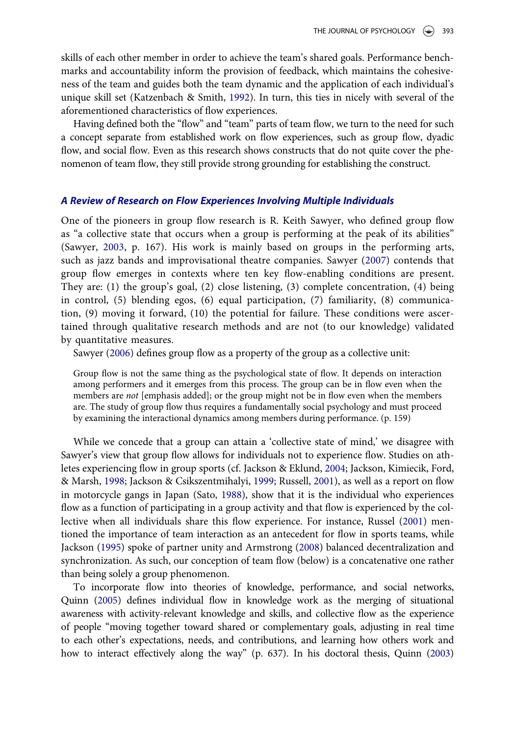skills of each other member in order to achieve the team's shared goals. Performance benchmarks and accountability inform the provision of feedback, which maintains the cohesiveness of the team and guides both the team dynamic and the application of each individual's unique skill set (Katzenbach & Smith, 1992). In turn, this ties in nicely with several of the aforementioned characteristics of flow experiences.

Having defined both the "flow" and "team" parts of team flow, we turn to the need for such a concept separate from established work on flow experiences, such as group flow, dyadic flow, and social flow. Even as this research shows constructs that do not quite cover the phenomenon of team flow, they still provide strong grounding for establishing the construct.

### *A Review of Research on Flow Experiences Involving Multiple Individuals*

One of the pioneers in group flow research is R. Keith Sawyer, who defined group flow as "a collective state that occurs when a group is performing at the peak of its abilities" (Sawyer, 2003, p. 167). His work is mainly based on groups in the performing arts, such as jazz bands and improvisational theatre companies. Sawyer (2007) contends that group flow emerges in contexts where ten key flow-enabling conditions are present. They are: (1) the group's goal, (2) close listening, (3) complete concentration, (4) being in control, (5) blending egos, (6) equal participation, (7) familiarity, (8) communication, (9) moving it forward, (10) the potential for failure. These conditions were ascertained through qualitative research methods and are not (to our knowledge) validated by quantitative measures.

Sawyer (2006) defines group flow as a property of the group as a collective unit:

> Group flow is not the same thing as the psychological state of flow. It depends on interaction among performers and it emerges from this process. The group can be in flow even when the members are *not* [emphasis added]; or the group might not be in flow even when the members are. The study of group flow thus requires a fundamentally social psychology and must proceed by examining the interactional dynamics among members during performance. (p. 159)

While we concede that a group can attain a 'collective state of mind,' we disagree with Sawyer's view that group flow allows for individuals not to experience flow. Studies on athletes experiencing flow in group sports (cf. Jackson & Eklund, 2004; Jackson, Kimiecik, Ford, & Marsh, 1998; Jackson & Csikszentmihalyi, 1999; Russell, 2001), as well as a report on flow in motorcycle gangs in Japan (Sato, 1988), show that it is the individual who experiences flow as a function of participating in a group activity and that flow is experienced by the collective when all individuals share this flow experience. For instance, Russel (2001) mentioned the importance of team interaction as an antecedent for flow in sports teams, while Jackson (1995) spoke of partner unity and Armstrong (2008) balanced decentralization and synchronization. As such, our conception of team flow (below) is a concatenative one rather than being solely a group phenomenon.

To incorporate flow into theories of knowledge, performance, and social networks, Quinn (2005) defines individual flow in knowledge work as the merging of situational awareness with activity-relevant knowledge and skills, and collective flow as the experience of people "moving together toward shared or complementary goals, adjusting in real time to each other's expectations, needs, and contributions, and learning how others work and how to interact effectively along the way" (p. 637). In his doctoral thesis, Quinn (2003)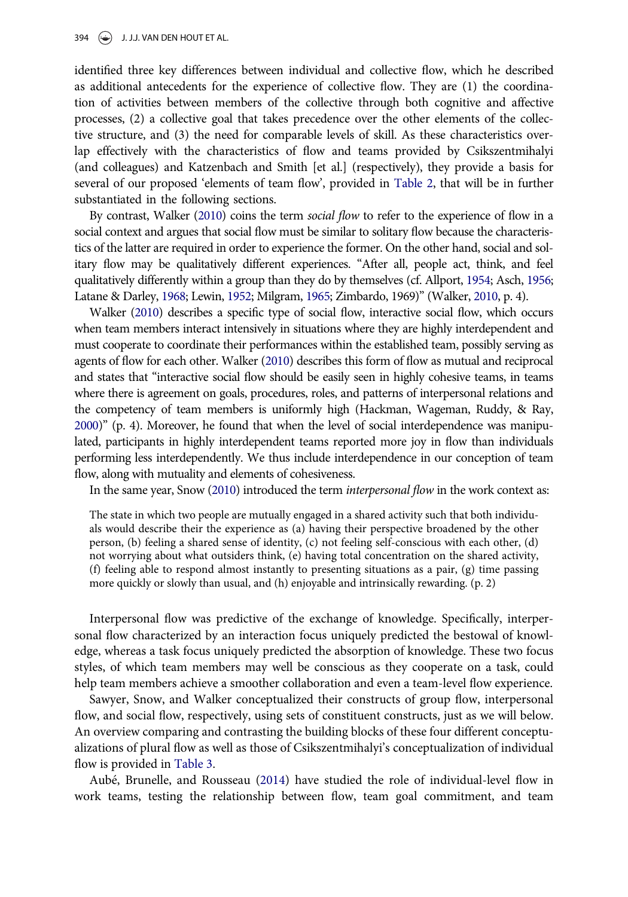identified three key differences between individual and collective flow, which he described as additional antecedents for the experience of collective flow. They are (1) the coordination of activities between members of the collective through both cognitive and affective processes, (2) a collective goal that takes precedence over the other elements of the collective structure, and (3) the need for comparable levels of skill. As these characteristics overlap effectively with the characteristics of flow and teams provided by Csikszentmihalyi (and colleagues) and Katzenbach and Smith [et al.] (respectively), they provide a basis for several of our proposed 'elements of team flow', provided in Table 2, that will be in further substantiated in the following sections.

By contrast, Walker (2010) coins the term *social flow* to refer to the experience of flow in a social context and argues that social flow must be similar to solitary flow because the characteristics of the latter are required in order to experience the former. On the other hand, social and solitary flow may be qualitatively different experiences. "After all, people act, think, and feel qualitatively differently within a group than they do by themselves (cf. Allport, 1954; Asch, 1956; Latane & Darley, 1968; Lewin, 1952; Milgram, 1965; Zimbardo, 1969)" (Walker, 2010, p. 4).

Walker (2010) describes a specific type of social flow, interactive social flow, which occurs when team members interact intensively in situations where they are highly interdependent and must cooperate to coordinate their performances within the established team, possibly serving as agents of flow for each other. Walker (2010) describes this form of flow as mutual and reciprocal and states that "interactive social flow should be easily seen in highly cohesive teams, in teams where there is agreement on goals, procedures, roles, and patterns of interpersonal relations and the competency of team members is uniformly high (Hackman, Wageman, Ruddy, & Ray, 2000)" (p. 4). Moreover, he found that when the level of social interdependence was manipulated, participants in highly interdependent teams reported more joy in flow than individuals performing less interdependently. We thus include interdependence in our conception of team flow, along with mutuality and elements of cohesiveness.

In the same year, Snow (2010) introduced the term *interpersonal flow* in the work context as:

> The state in which two people are mutually engaged in a shared activity such that both individuals would describe their the experience as (a) having their perspective broadened by the other person, (b) feeling a shared sense of identity, (c) not feeling self-conscious with each other, (d) not worrying about what outsiders think, (e) having total concentration on the shared activity, (f) feeling able to respond almost instantly to presenting situations as a pair, (g) time passing more quickly or slowly than usual, and (h) enjoyable and intrinsically rewarding. (p. 2)

Interpersonal flow was predictive of the exchange of knowledge. Specifically, interpersonal flow characterized by an interaction focus uniquely predicted the bestowal of knowledge, whereas a task focus uniquely predicted the absorption of knowledge. These two focus styles, of which team members may well be conscious as they cooperate on a task, could help team members achieve a smoother collaboration and even a team-level flow experience.

Sawyer, Snow, and Walker conceptualized their constructs of group flow, interpersonal flow, and social flow, respectively, using sets of constituent constructs, just as we will below. An overview comparing and contrasting the building blocks of these four different conceptualizations of plural flow as well as those of Csikszentmihalyi's conceptualization of individual flow is provided in Table 3.

Aubé, Brunelle, and Rousseau (2014) have studied the role of individual-level flow in work teams, testing the relationship between flow, team goal commitment, and team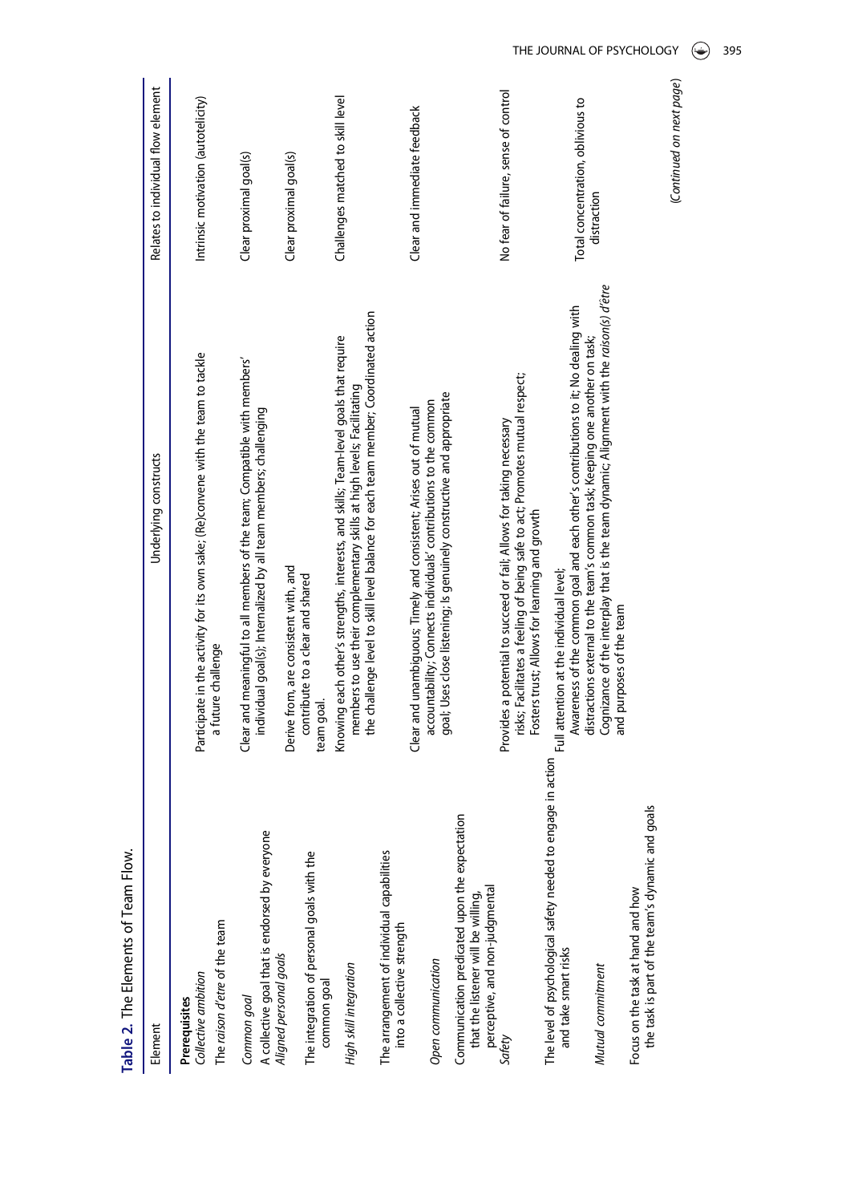**Table 2.** The Elements of Team Flow.

| Element | Underlying constructs | Relates to individual flow element |
|---|---|---|
| **Prerequisites** | | |
| *Collective ambition* | Participate in the activity for its own sake; (Re)convene with the team to tackle a future challenge | Intrinsic motivation (autotelicity) |
| The *raison d'etre* of the team | | |
| *Common goal* | Clear and meaningful to all members of the team; Compatible with members' individual goal(s); Internalized by all team members; challenging | Clear proximal goal(s) |
| A collective goal that is endorsed by everyone | | |
| *Aligned personal goals* | Derive from, are consistent with, and contribute to a clear and shared team goal. | Clear proximal goal(s) |
| The integration of personal goals with the common goal | | |
| *High skill integration* | Knowing each other's strengths, interests, and skills; Team-level goals that require members to use their complementary skills at high levels; Facilitating the challenge level to skill level balance for each team member; Coordinated action | Challenges matched to skill level |
| The arrangement of individual capabilities into a collective strength | | |
| *Open communication* | Clear and unambiguous; Timely and consistent; Arises out of mutual accountability; Connects individuals' contributions to the common goal; Uses close listening; Is genuinely constructive and appropriate | Clear and immediate feedback |
| Communication predicated upon the expectation that the listener will be willing, perceptive, and non-judgmental | | |
| *Safety* | Provides a potential to succeed or fail; Allows for taking necessary risks; Facilitates a feeling of being safe to act; Promotes mutual respect; Fosters trust; Allows for learning and growth | No fear of failure, sense of control |
| The level of psychological safety needed to engage in action and take smart risks | | |
| *Mutual commitment* | Full attention at the individual level; Awareness of the common goal and each other's contributions to it; No dealing with distractions external to the team's common task; Keeping one another on task; Cognizance of the interplay that is the team dynamic; Alignment with the *raison(s) d'être* and purposes of the team | Total concentration, oblivious to distraction |
| Focus on the task at hand and how the task is part of the team's dynamic and goals | | |

(*Continued on next page*)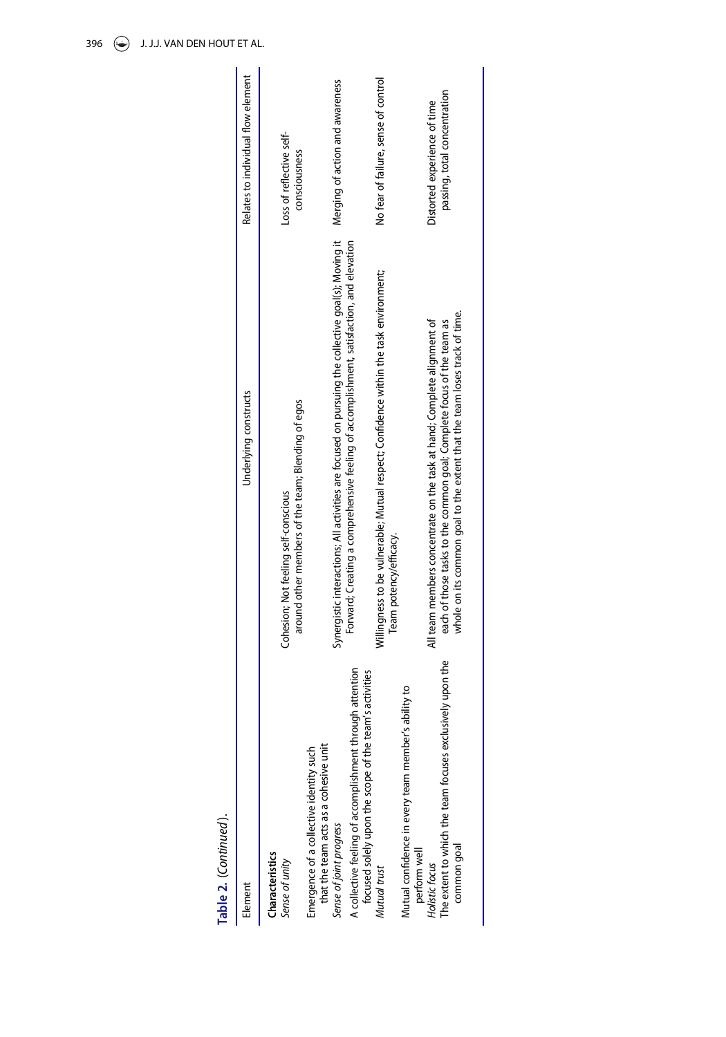**Table 2.** (*Continued*).

| Element | Underlying constructs | Relates to individual flow element |
| --- | --- | --- |
| **Characteristics** | | |
| *Sense of unity* | Cohesion; Not feeling self-conscious around other members of the team; Blending of egos | Loss of reflective self-consciousness |
| Emergence of a collective identity such that the team acts as a cohesive unit | | |
| *Sense of joint progress* | Synergistic interactions; All activities are focused on pursuing the collective goal(s); Moving it Forward; Creating a comprehensive feeling of accomplishment, satisfaction, and elevation | Merging of action and awareness |
| A collective feeling of accomplishment through attention focused solely upon the scope of the team's activities | | |
| *Mutual trust* | Willingness to be vulnerable; Mutual respect; Confidence within the task environment; Team potency/efficacy. | No fear of failure, sense of control |
| Mutual confidence in every team member's ability to perform well | | |
| *Holistic focus* | All team members concentrate on the task at hand; Complete alignment of each of those tasks to the common goal; Complete focus of the team as whole on its common goal to the extent that the team loses track of time. | Distorted experience of time passing, total concentration |
| The extent to which the team focuses exclusively upon the common goal | | |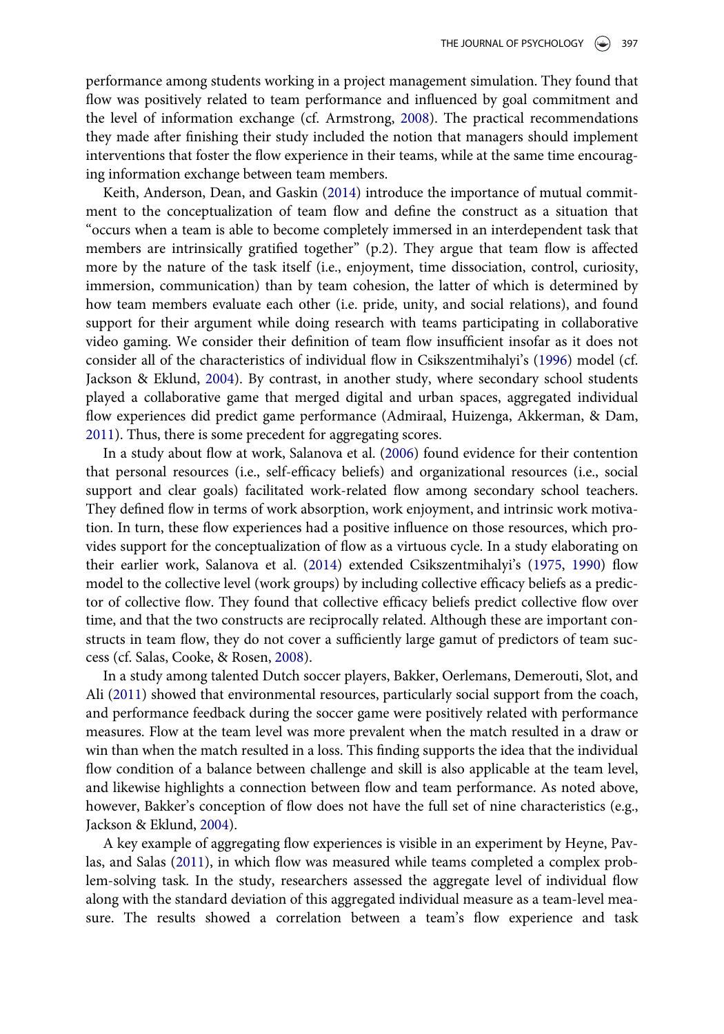performance among students working in a project management simulation. They found that flow was positively related to team performance and influenced by goal commitment and the level of information exchange (cf. Armstrong, 2008). The practical recommendations they made after finishing their study included the notion that managers should implement interventions that foster the flow experience in their teams, while at the same time encouraging information exchange between team members.

Keith, Anderson, Dean, and Gaskin (2014) introduce the importance of mutual commitment to the conceptualization of team flow and define the construct as a situation that "occurs when a team is able to become completely immersed in an interdependent task that members are intrinsically gratified together" (p.2). They argue that team flow is affected more by the nature of the task itself (i.e., enjoyment, time dissociation, control, curiosity, immersion, communication) than by team cohesion, the latter of which is determined by how team members evaluate each other (i.e. pride, unity, and social relations), and found support for their argument while doing research with teams participating in collaborative video gaming. We consider their definition of team flow insufficient insofar as it does not consider all of the characteristics of individual flow in Csikszentmihalyi's (1996) model (cf. Jackson & Eklund, 2004). By contrast, in another study, where secondary school students played a collaborative game that merged digital and urban spaces, aggregated individual flow experiences did predict game performance (Admiraal, Huizenga, Akkerman, & Dam, 2011). Thus, there is some precedent for aggregating scores.

In a study about flow at work, Salanova et al. (2006) found evidence for their contention that personal resources (i.e., self-efficacy beliefs) and organizational resources (i.e., social support and clear goals) facilitated work-related flow among secondary school teachers. They defined flow in terms of work absorption, work enjoyment, and intrinsic work motivation. In turn, these flow experiences had a positive influence on those resources, which provides support for the conceptualization of flow as a virtuous cycle. In a study elaborating on their earlier work, Salanova et al. (2014) extended Csikszentmihalyi's (1975, 1990) flow model to the collective level (work groups) by including collective efficacy beliefs as a predictor of collective flow. They found that collective efficacy beliefs predict collective flow over time, and that the two constructs are reciprocally related. Although these are important constructs in team flow, they do not cover a sufficiently large gamut of predictors of team success (cf. Salas, Cooke, & Rosen, 2008).

In a study among talented Dutch soccer players, Bakker, Oerlemans, Demerouti, Slot, and Ali (2011) showed that environmental resources, particularly social support from the coach, and performance feedback during the soccer game were positively related with performance measures. Flow at the team level was more prevalent when the match resulted in a draw or win than when the match resulted in a loss. This finding supports the idea that the individual flow condition of a balance between challenge and skill is also applicable at the team level, and likewise highlights a connection between flow and team performance. As noted above, however, Bakker's conception of flow does not have the full set of nine characteristics (e.g., Jackson & Eklund, 2004).

A key example of aggregating flow experiences is visible in an experiment by Heyne, Pavlas, and Salas (2011), in which flow was measured while teams completed a complex problem-solving task. In the study, researchers assessed the aggregate level of individual flow along with the standard deviation of this aggregated individual measure as a team-level measure. The results showed a correlation between a team's flow experience and task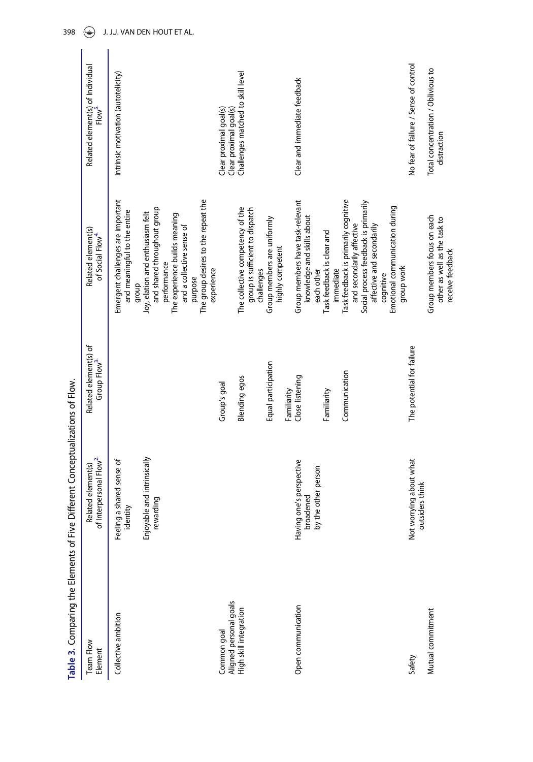**Table 3.** Comparing the Elements of Five Different Conceptualizations of Flow.

| Team Flow Element | Related element(s) of Interpersonal Flow[2] | Related element(s) of Group Flow[3] | Related element(s) of Social Flow[4] | Related element(s) of Individual Flow[5] |
|---|---|---|---|---|
| Collective ambition | Feeling a shared sense of identity<br>Enjoyable and intrinsically rewarding | | Emergent challenges are important and meaningful to the entire group<br>Joy, elation and enthusiasm felt and shared throughout group performance<br>The experience builds meaning and a collective sense of purpose<br>The group desires to the repeat the experience | Intrinsic motivation (autotelicity) |
| Common goal | | Group's goal | | Clear proximal goal(s) |
| Aligned personal goals | | | | Clear proximal goal(s) |
| High skill integration | | Blending egos<br>Equal participation | The collective competency of the group is sufficient to dispatch challenges<br>Group members are uniformly highly competent | Challenges matched to skill level |
| Open communication | Having one's perspective broadened by the other person | Familiarity<br>Close listening<br>Familiarity<br>Communication | Group members have task-relevant knowledge and skills about each other<br>Task feedback is clear and immediate<br>Task feedback is primarily cognitive and secondarily affective<br>Social process feedback is primarily affective and secondarily cognitive<br>Emotional communication during group work | Clear and immediate feedback |
| Safety | Not worrying about what outsiders think | The potential for failure | | No fear of failure / Sense of control |
| Mutual commitment | | | Group members focus on each other as well as the task to receive feedback | Total concentration / Oblivious to distraction |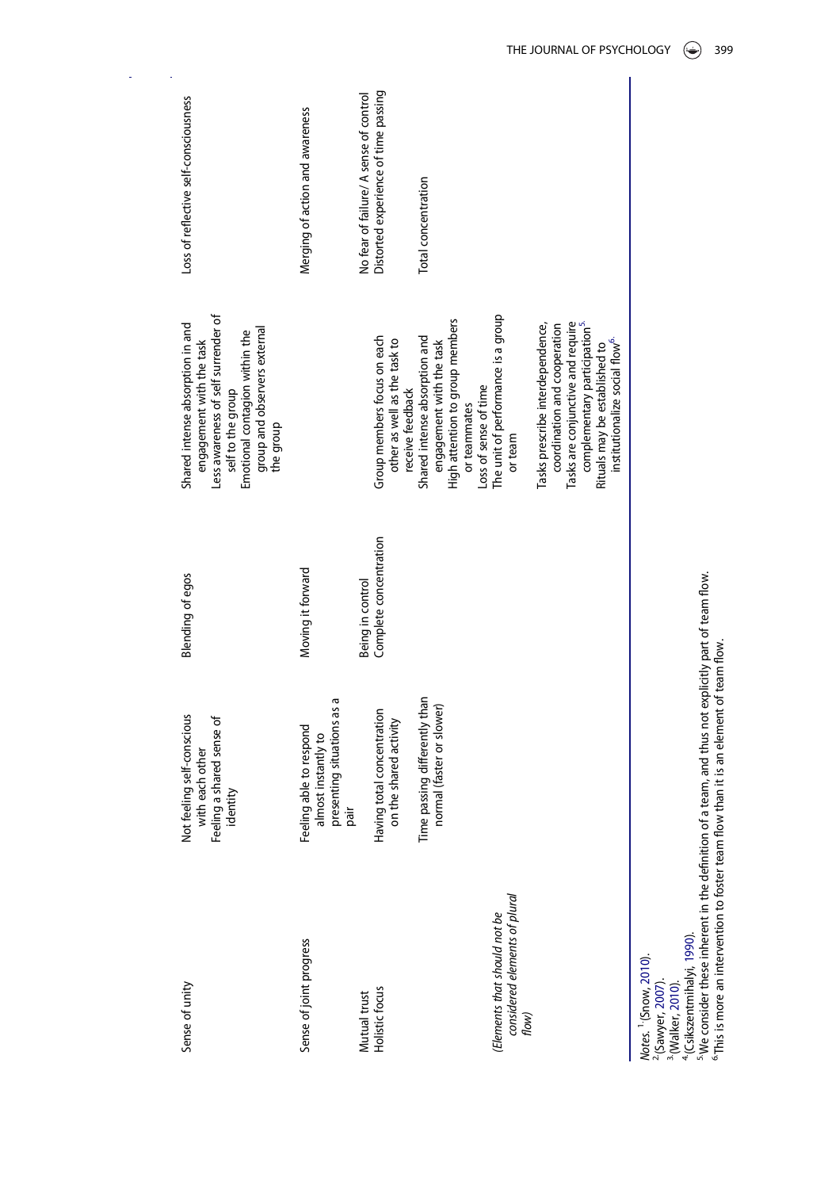| | | | | |
|---|---|---|---|---|
| Sense of unity | Not feeling self-conscious with each other<br>Feeling a shared sense of identity | Blending of egos | Shared intense absorption in and engagement with the task<br>Less awareness of self surrender of self to the group<br>Emotional contagion within the group and observers external the group | Loss of reflective self-consciousness |
| Sense of joint progress | Feeling able to respond almost instantly to presenting situations as a pair | Moving it forward | | Merging of action and awareness |
| Mutual trust | | Being in control | | No fear of failure/ A sense of control |
| Holistic focus | Having total concentration on the shared activity | Complete concentration | Group members focus on each other as well as the task to receive feedback | Distorted experience of time passing |
| | Time passing differently than normal (faster or slower) | | Shared intense absorption and engagement with the task<br>High attention to group members or teammates<br>Loss of sense of time | Total concentration |
| *(Elements that should not be considered elements of plural flow)* | | | The unit of performance is a group or team<br>Tasks prescribe interdependence, coordination and cooperation<br>Tasks are conjunctive and require complementary participation[5]<br>Rituals may be established to institutionalize social flow[6] | |

*Notes.* [1] (Snow, 2010).
[2] (Sawyer, 2007).
[3] (Walker, 2010).
[4] (Csikszentmihalyi, 1990).
[5] We consider these inherent in the definition of a team, and thus not explicitly part of team flow.
[6] This is more an intervention to foster team flow than it is an element of team flow.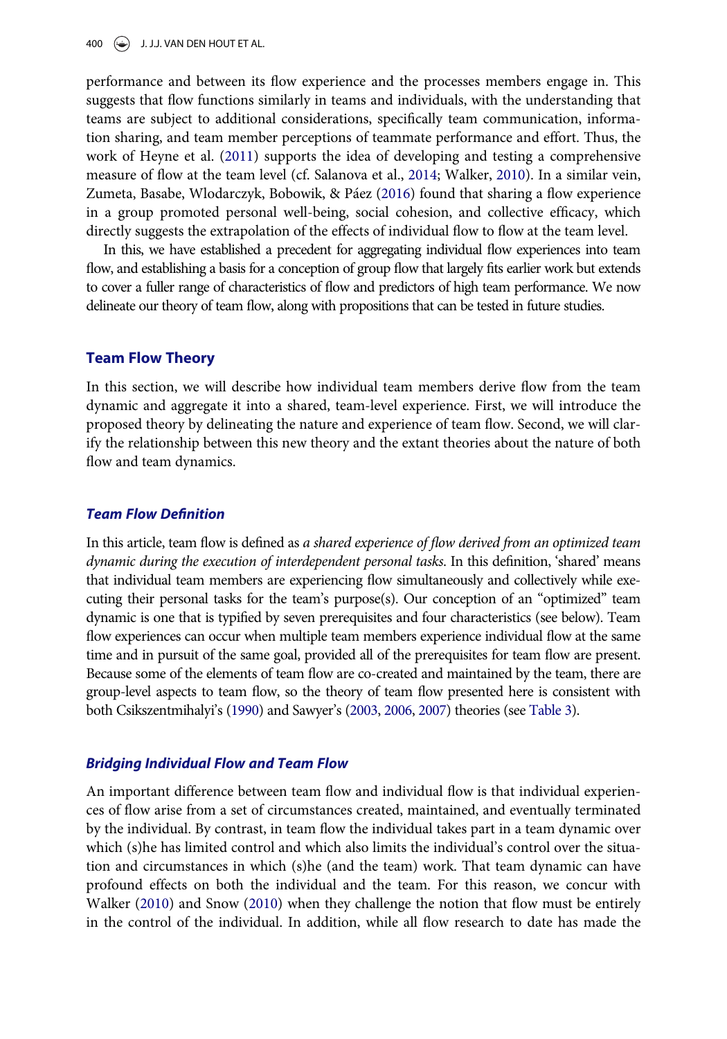performance and between its flow experience and the processes members engage in. This suggests that flow functions similarly in teams and individuals, with the understanding that teams are subject to additional considerations, specifically team communication, information sharing, and team member perceptions of teammate performance and effort. Thus, the work of Heyne et al. (2011) supports the idea of developing and testing a comprehensive measure of flow at the team level (cf. Salanova et al., 2014; Walker, 2010). In a similar vein, Zumeta, Basabe, Wlodarczyk, Bobowik, & Páez (2016) found that sharing a flow experience in a group promoted personal well-being, social cohesion, and collective efficacy, which directly suggests the extrapolation of the effects of individual flow to flow at the team level.

In this, we have established a precedent for aggregating individual flow experiences into team flow, and establishing a basis for a conception of group flow that largely fits earlier work but extends to cover a fuller range of characteristics of flow and predictors of high team performance. We now delineate our theory of team flow, along with propositions that can be tested in future studies.

## Team Flow Theory

In this section, we will describe how individual team members derive flow from the team dynamic and aggregate it into a shared, team-level experience. First, we will introduce the proposed theory by delineating the nature and experience of team flow. Second, we will clarify the relationship between this new theory and the extant theories about the nature of both flow and team dynamics.

### Team Flow Definition

In this article, team flow is defined as *a shared experience of flow derived from an optimized team dynamic during the execution of interdependent personal tasks*. In this definition, 'shared' means that individual team members are experiencing flow simultaneously and collectively while executing their personal tasks for the team's purpose(s). Our conception of an "optimized" team dynamic is one that is typified by seven prerequisites and four characteristics (see below). Team flow experiences can occur when multiple team members experience individual flow at the same time and in pursuit of the same goal, provided all of the prerequisites for team flow are present. Because some of the elements of team flow are co-created and maintained by the team, there are group-level aspects to team flow, so the theory of team flow presented here is consistent with both Csikszentmihalyi's (1990) and Sawyer's (2003, 2006, 2007) theories (see Table 3).

### Bridging Individual Flow and Team Flow

An important difference between team flow and individual flow is that individual experiences of flow arise from a set of circumstances created, maintained, and eventually terminated by the individual. By contrast, in team flow the individual takes part in a team dynamic over which (s)he has limited control and which also limits the individual's control over the situation and circumstances in which (s)he (and the team) work. That team dynamic can have profound effects on both the individual and the team. For this reason, we concur with Walker (2010) and Snow (2010) when they challenge the notion that flow must be entirely in the control of the individual. In addition, while all flow research to date has made the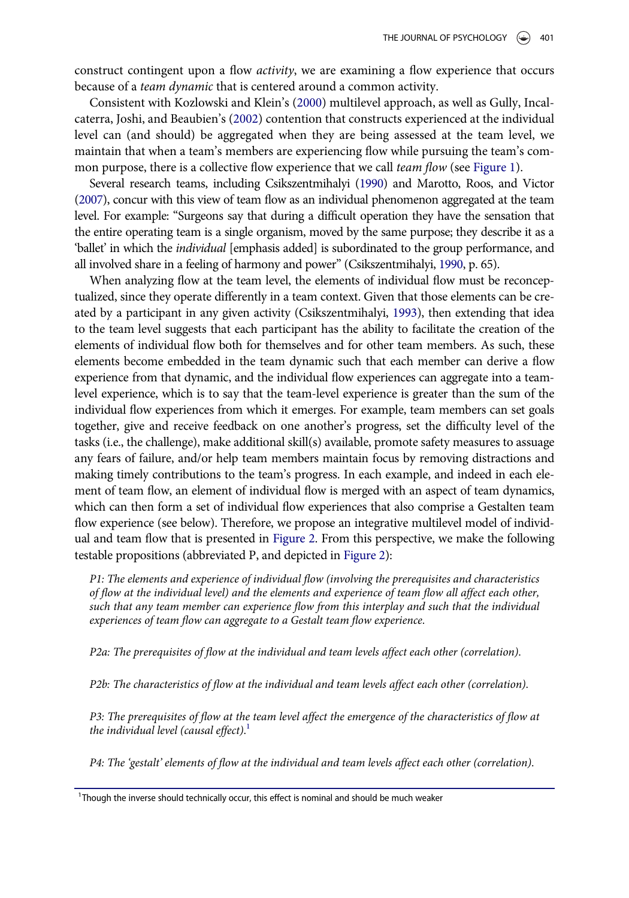construct contingent upon a flow *activity*, we are examining a flow experience that occurs because of a *team dynamic* that is centered around a common activity.

Consistent with Kozlowski and Klein's (2000) multilevel approach, as well as Gully, Incalcaterra, Joshi, and Beaubien's (2002) contention that constructs experienced at the individual level can (and should) be aggregated when they are being assessed at the team level, we maintain that when a team's members are experiencing flow while pursuing the team's common purpose, there is a collective flow experience that we call *team flow* (see Figure 1).

Several research teams, including Csikszentmihalyi (1990) and Marotto, Roos, and Victor (2007), concur with this view of team flow as an individual phenomenon aggregated at the team level. For example: "Surgeons say that during a difficult operation they have the sensation that the entire operating team is a single organism, moved by the same purpose; they describe it as a 'ballet' in which the *individual* [emphasis added] is subordinated to the group performance, and all involved share in a feeling of harmony and power" (Csikszentmihalyi, 1990, p. 65).

When analyzing flow at the team level, the elements of individual flow must be reconceptualized, since they operate differently in a team context. Given that those elements can be created by a participant in any given activity (Csikszentmihalyi, 1993), then extending that idea to the team level suggests that each participant has the ability to facilitate the creation of the elements of individual flow both for themselves and for other team members. As such, these elements become embedded in the team dynamic such that each member can derive a flow experience from that dynamic, and the individual flow experiences can aggregate into a team-level experience, which is to say that the team-level experience is greater than the sum of the individual flow experiences from which it emerges. For example, team members can set goals together, give and receive feedback on one another's progress, set the difficulty level of the tasks (i.e., the challenge), make additional skill(s) available, promote safety measures to assuage any fears of failure, and/or help team members maintain focus by removing distractions and making timely contributions to the team's progress. In each example, and indeed in each element of team flow, an element of individual flow is merged with an aspect of team dynamics, which can then form a set of individual flow experiences that also comprise a Gestalten team flow experience (see below). Therefore, we propose an integrative multilevel model of individual and team flow that is presented in Figure 2. From this perspective, we make the following testable propositions (abbreviated P, and depicted in Figure 2):

*P1: The elements and experience of individual flow (involving the prerequisites and characteristics of flow at the individual level) and the elements and experience of team flow all affect each other, such that any team member can experience flow from this interplay and such that the individual experiences of team flow can aggregate to a Gestalt team flow experience.*

*P2a: The prerequisites of flow at the individual and team levels affect each other (correlation).*

*P2b: The characteristics of flow at the individual and team levels affect each other (correlation).*

*P3: The prerequisites of flow at the team level affect the emergence of the characteristics of flow at the individual level (causal effect).*[1]

*P4: The 'gestalt' elements of flow at the individual and team levels affect each other (correlation).*

[1] Though the inverse should technically occur, this effect is nominal and should be much weaker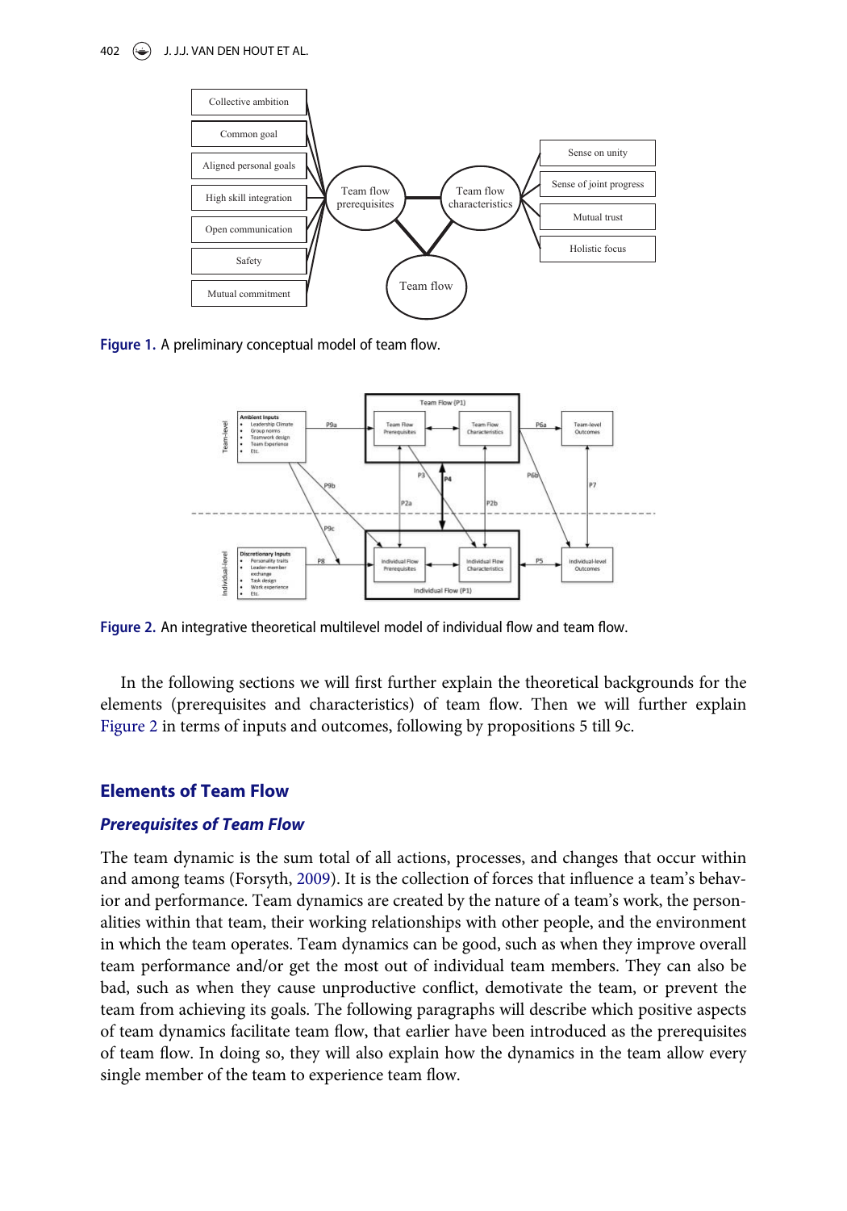Figure 1. A preliminary conceptual model of team flow.

Figure 2. An integrative theoretical multilevel model of individual flow and team flow.

In the following sections we will first further explain the theoretical backgrounds for the elements (prerequisites and characteristics) of team flow. Then we will further explain Figure 2 in terms of inputs and outcomes, following by propositions 5 till 9c.

## Elements of Team Flow

### *Prerequisites of Team Flow*

The team dynamic is the sum total of all actions, processes, and changes that occur within and among teams (Forsyth, 2009). It is the collection of forces that influence a team's behavior and performance. Team dynamics are created by the nature of a team's work, the personalities within that team, their working relationships with other people, and the environment in which the team operates. Team dynamics can be good, such as when they improve overall team performance and/or get the most out of individual team members. They can also be bad, such as when they cause unproductive conflict, demotivate the team, or prevent the team from achieving its goals. The following paragraphs will describe which positive aspects of team dynamics facilitate team flow, that earlier have been introduced as the prerequisites of team flow. In doing so, they will also explain how the dynamics in the team allow every single member of the team to experience team flow.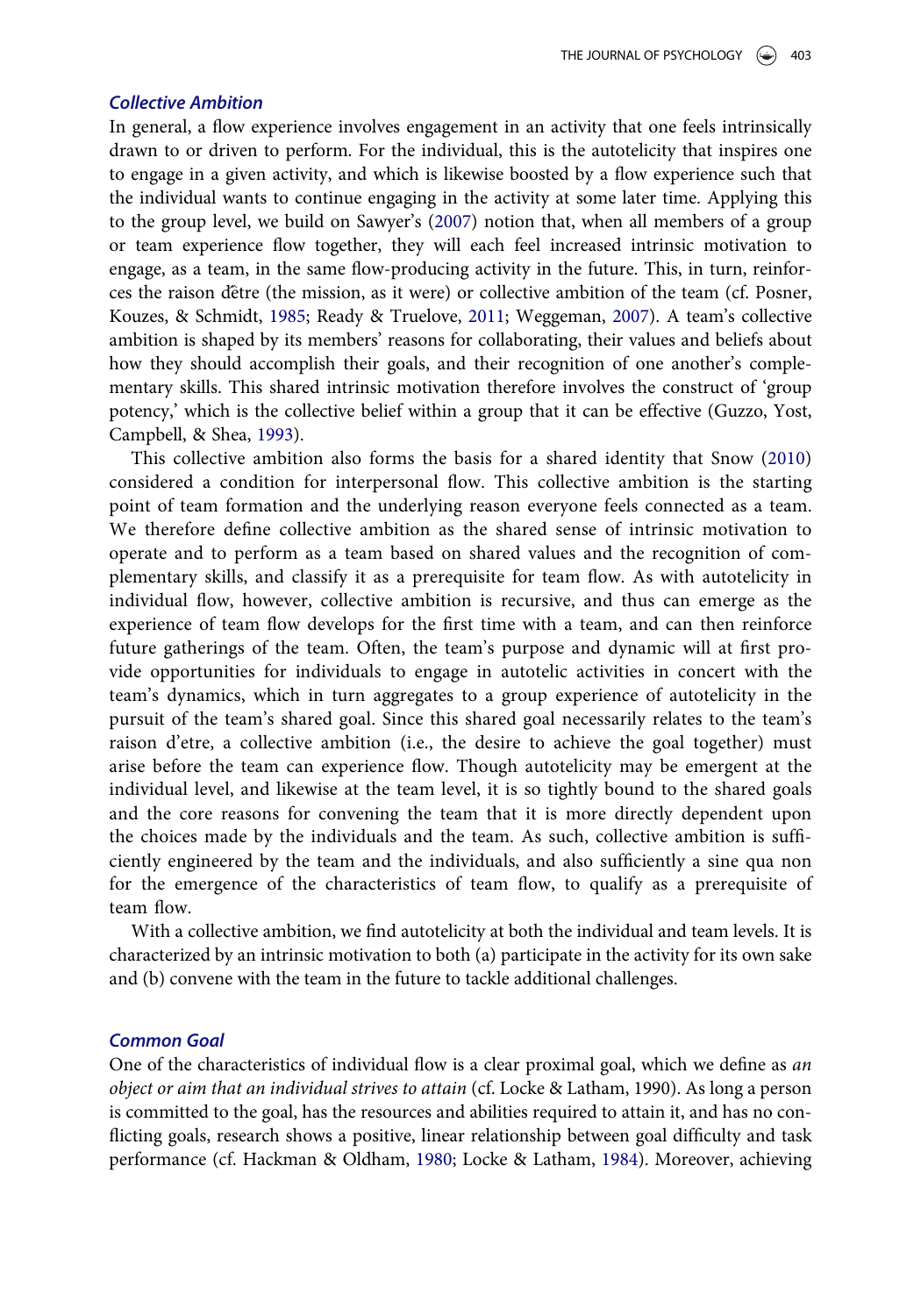### *Collective Ambition*

In general, a flow experience involves engagement in an activity that one feels intrinsically drawn to or driven to perform. For the individual, this is the autotelicity that inspires one to engage in a given activity, and which is likewise boosted by a flow experience such that the individual wants to continue engaging in the activity at some later time. Applying this to the group level, we build on Sawyer's (2007) notion that, when all members of a group or team experience flow together, they will each feel increased intrinsic motivation to engage, as a team, in the same flow-producing activity in the future. This, in turn, reinforces the raison d̂être (the mission, as it were) or collective ambition of the team (cf. Posner, Kouzes, & Schmidt, 1985; Ready & Truelove, 2011; Weggeman, 2007). A team's collective ambition is shaped by its members' reasons for collaborating, their values and beliefs about how they should accomplish their goals, and their recognition of one another's complementary skills. This shared intrinsic motivation therefore involves the construct of 'group potency,' which is the collective belief within a group that it can be effective (Guzzo, Yost, Campbell, & Shea, 1993).

This collective ambition also forms the basis for a shared identity that Snow (2010) considered a condition for interpersonal flow. This collective ambition is the starting point of team formation and the underlying reason everyone feels connected as a team. We therefore define collective ambition as the shared sense of intrinsic motivation to operate and to perform as a team based on shared values and the recognition of complementary skills, and classify it as a prerequisite for team flow. As with autotelicity in individual flow, however, collective ambition is recursive, and thus can emerge as the experience of team flow develops for the first time with a team, and can then reinforce future gatherings of the team. Often, the team's purpose and dynamic will at first provide opportunities for individuals to engage in autotelic activities in concert with the team's dynamics, which in turn aggregates to a group experience of autotelicity in the pursuit of the team's shared goal. Since this shared goal necessarily relates to the team's raison d'etre, a collective ambition (i.e., the desire to achieve the goal together) must arise before the team can experience flow. Though autotelicity may be emergent at the individual level, and likewise at the team level, it is so tightly bound to the shared goals and the core reasons for convening the team that it is more directly dependent upon the choices made by the individuals and the team. As such, collective ambition is sufficiently engineered by the team and the individuals, and also sufficiently a sine qua non for the emergence of the characteristics of team flow, to qualify as a prerequisite of team flow.

With a collective ambition, we find autotelicity at both the individual and team levels. It is characterized by an intrinsic motivation to both (a) participate in the activity for its own sake and (b) convene with the team in the future to tackle additional challenges.

### *Common Goal*

One of the characteristics of individual flow is a clear proximal goal, which we define as *an object or aim that an individual strives to attain* (cf. Locke & Latham, 1990). As long a person is committed to the goal, has the resources and abilities required to attain it, and has no conflicting goals, research shows a positive, linear relationship between goal difficulty and task performance (cf. Hackman & Oldham, 1980; Locke & Latham, 1984). Moreover, achieving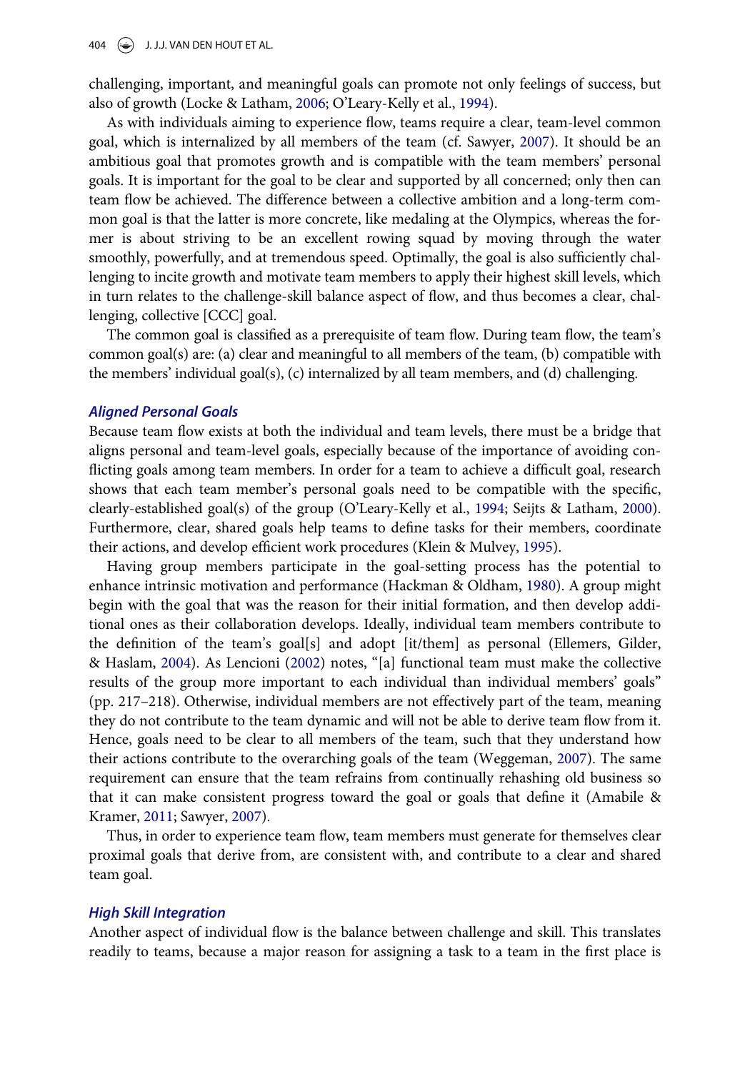challenging, important, and meaningful goals can promote not only feelings of success, but also of growth (Locke & Latham, 2006; O'Leary-Kelly et al., 1994).

As with individuals aiming to experience flow, teams require a clear, team-level common goal, which is internalized by all members of the team (cf. Sawyer, 2007). It should be an ambitious goal that promotes growth and is compatible with the team members' personal goals. It is important for the goal to be clear and supported by all concerned; only then can team flow be achieved. The difference between a collective ambition and a long-term common goal is that the latter is more concrete, like medaling at the Olympics, whereas the former is about striving to be an excellent rowing squad by moving through the water smoothly, powerfully, and at tremendous speed. Optimally, the goal is also sufficiently challenging to incite growth and motivate team members to apply their highest skill levels, which in turn relates to the challenge-skill balance aspect of flow, and thus becomes a clear, challenging, collective [CCC] goal.

The common goal is classified as a prerequisite of team flow. During team flow, the team's common goal(s) are: (a) clear and meaningful to all members of the team, (b) compatible with the members' individual goal(s), (c) internalized by all team members, and (d) challenging.

### *Aligned Personal Goals*

Because team flow exists at both the individual and team levels, there must be a bridge that aligns personal and team-level goals, especially because of the importance of avoiding conflicting goals among team members. In order for a team to achieve a difficult goal, research shows that each team member's personal goals need to be compatible with the specific, clearly-established goal(s) of the group (O'Leary-Kelly et al., 1994; Seijts & Latham, 2000). Furthermore, clear, shared goals help teams to define tasks for their members, coordinate their actions, and develop efficient work procedures (Klein & Mulvey, 1995).

Having group members participate in the goal-setting process has the potential to enhance intrinsic motivation and performance (Hackman & Oldham, 1980). A group might begin with the goal that was the reason for their initial formation, and then develop additional ones as their collaboration develops. Ideally, individual team members contribute to the definition of the team's goal[s] and adopt [it/them] as personal (Ellemers, Gilder, & Haslam, 2004). As Lencioni (2002) notes, "[a] functional team must make the collective results of the group more important to each individual than individual members' goals" (pp. 217–218). Otherwise, individual members are not effectively part of the team, meaning they do not contribute to the team dynamic and will not be able to derive team flow from it. Hence, goals need to be clear to all members of the team, such that they understand how their actions contribute to the overarching goals of the team (Weggeman, 2007). The same requirement can ensure that the team refrains from continually rehashing old business so that it can make consistent progress toward the goal or goals that define it (Amabile & Kramer, 2011; Sawyer, 2007).

Thus, in order to experience team flow, team members must generate for themselves clear proximal goals that derive from, are consistent with, and contribute to a clear and shared team goal.

### *High Skill Integration*

Another aspect of individual flow is the balance between challenge and skill. This translates readily to teams, because a major reason for assigning a task to a team in the first place is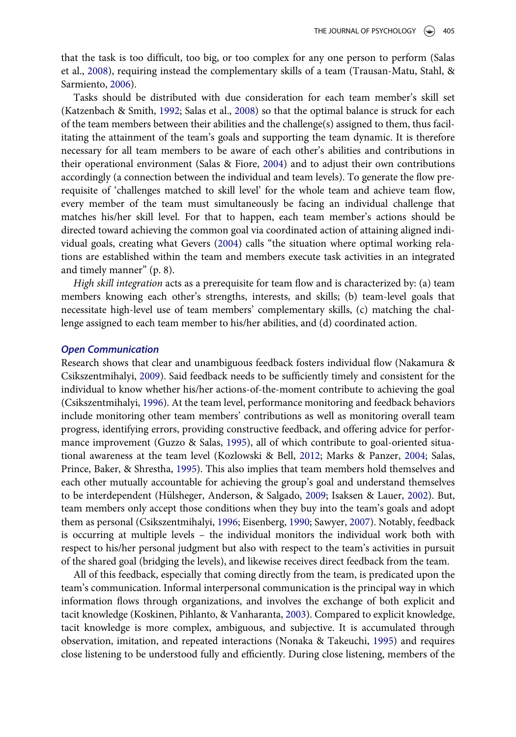that the task is too difficult, too big, or too complex for any one person to perform (Salas et al., 2008), requiring instead the complementary skills of a team (Trausan-Matu, Stahl, & Sarmiento, 2006).

Tasks should be distributed with due consideration for each team member's skill set (Katzenbach & Smith, 1992; Salas et al., 2008) so that the optimal balance is struck for each of the team members between their abilities and the challenge(s) assigned to them, thus facilitating the attainment of the team's goals and supporting the team dynamic. It is therefore necessary for all team members to be aware of each other's abilities and contributions in their operational environment (Salas & Fiore, 2004) and to adjust their own contributions accordingly (a connection between the individual and team levels). To generate the flow prerequisite of 'challenges matched to skill level' for the whole team and achieve team flow, every member of the team must simultaneously be facing an individual challenge that matches his/her skill level. For that to happen, each team member's actions should be directed toward achieving the common goal via coordinated action of attaining aligned individual goals, creating what Gevers (2004) calls "the situation where optimal working relations are established within the team and members execute task activities in an integrated and timely manner" (p. 8).

*High skill integration* acts as a prerequisite for team flow and is characterized by: (a) team members knowing each other's strengths, interests, and skills; (b) team-level goals that necessitate high-level use of team members' complementary skills, (c) matching the challenge assigned to each team member to his/her abilities, and (d) coordinated action.

### Open Communication

Research shows that clear and unambiguous feedback fosters individual flow (Nakamura & Csikszentmihalyi, 2009). Said feedback needs to be sufficiently timely and consistent for the individual to know whether his/her actions-of-the-moment contribute to achieving the goal (Csikszentmihalyi, 1996). At the team level, performance monitoring and feedback behaviors include monitoring other team members' contributions as well as monitoring overall team progress, identifying errors, providing constructive feedback, and offering advice for performance improvement (Guzzo & Salas, 1995), all of which contribute to goal-oriented situational awareness at the team level (Kozlowski & Bell, 2012; Marks & Panzer, 2004; Salas, Prince, Baker, & Shrestha, 1995). This also implies that team members hold themselves and each other mutually accountable for achieving the group's goal and understand themselves to be interdependent (Hülsheger, Anderson, & Salgado, 2009; Isaksen & Lauer, 2002). But, team members only accept those conditions when they buy into the team's goals and adopt them as personal (Csikszentmihalyi, 1996; Eisenberg, 1990; Sawyer, 2007). Notably, feedback is occurring at multiple levels – the individual monitors the individual work both with respect to his/her personal judgment but also with respect to the team's activities in pursuit of the shared goal (bridging the levels), and likewise receives direct feedback from the team.

All of this feedback, especially that coming directly from the team, is predicated upon the team's communication. Informal interpersonal communication is the principal way in which information flows through organizations, and involves the exchange of both explicit and tacit knowledge (Koskinen, Pihlanto, & Vanharanta, 2003). Compared to explicit knowledge, tacit knowledge is more complex, ambiguous, and subjective. It is accumulated through observation, imitation, and repeated interactions (Nonaka & Takeuchi, 1995) and requires close listening to be understood fully and efficiently. During close listening, members of the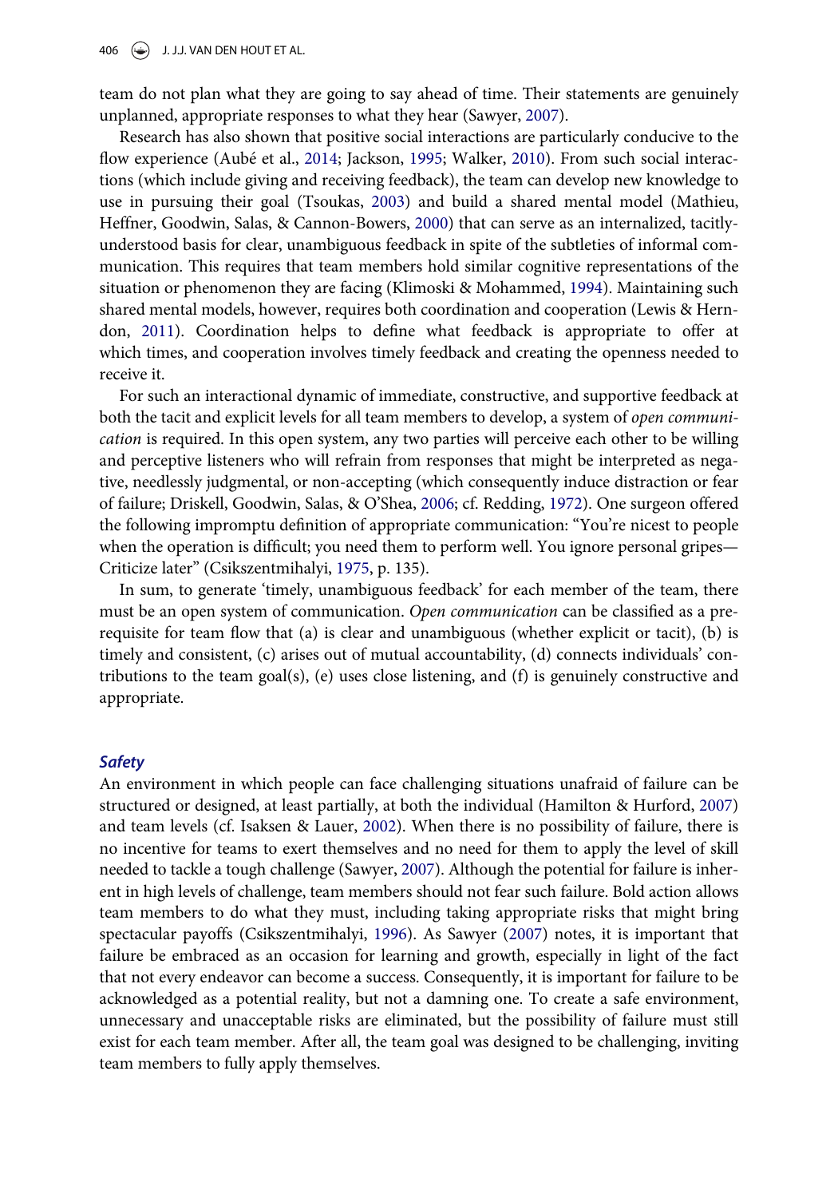team do not plan what they are going to say ahead of time. Their statements are genuinely unplanned, appropriate responses to what they hear (Sawyer, 2007).

Research has also shown that positive social interactions are particularly conducive to the flow experience (Aubé et al., 2014; Jackson, 1995; Walker, 2010). From such social interactions (which include giving and receiving feedback), the team can develop new knowledge to use in pursuing their goal (Tsoukas, 2003) and build a shared mental model (Mathieu, Heffner, Goodwin, Salas, & Cannon-Bowers, 2000) that can serve as an internalized, tacitly-understood basis for clear, unambiguous feedback in spite of the subtleties of informal communication. This requires that team members hold similar cognitive representations of the situation or phenomenon they are facing (Klimoski & Mohammed, 1994). Maintaining such shared mental models, however, requires both coordination and cooperation (Lewis & Herndon, 2011). Coordination helps to define what feedback is appropriate to offer at which times, and cooperation involves timely feedback and creating the openness needed to receive it.

For such an interactional dynamic of immediate, constructive, and supportive feedback at both the tacit and explicit levels for all team members to develop, a system of *open communication* is required. In this open system, any two parties will perceive each other to be willing and perceptive listeners who will refrain from responses that might be interpreted as negative, needlessly judgmental, or non-accepting (which consequently induce distraction or fear of failure; Driskell, Goodwin, Salas, & O'Shea, 2006; cf. Redding, 1972). One surgeon offered the following impromptu definition of appropriate communication: "You're nicest to people when the operation is difficult; you need them to perform well. You ignore personal gripes—Criticize later" (Csikszentmihalyi, 1975, p. 135).

In sum, to generate 'timely, unambiguous feedback' for each member of the team, there must be an open system of communication. *Open communication* can be classified as a prerequisite for team flow that (a) is clear and unambiguous (whether explicit or tacit), (b) is timely and consistent, (c) arises out of mutual accountability, (d) connects individuals' contributions to the team goal(s), (e) uses close listening, and (f) is genuinely constructive and appropriate.

### *Safety*

An environment in which people can face challenging situations unafraid of failure can be structured or designed, at least partially, at both the individual (Hamilton & Hurford, 2007) and team levels (cf. Isaksen & Lauer, 2002). When there is no possibility of failure, there is no incentive for teams to exert themselves and no need for them to apply the level of skill needed to tackle a tough challenge (Sawyer, 2007). Although the potential for failure is inherent in high levels of challenge, team members should not fear such failure. Bold action allows team members to do what they must, including taking appropriate risks that might bring spectacular payoffs (Csikszentmihalyi, 1996). As Sawyer (2007) notes, it is important that failure be embraced as an occasion for learning and growth, especially in light of the fact that not every endeavor can become a success. Consequently, it is important for failure to be acknowledged as a potential reality, but not a damning one. To create a safe environment, unnecessary and unacceptable risks are eliminated, but the possibility of failure must still exist for each team member. After all, the team goal was designed to be challenging, inviting team members to fully apply themselves.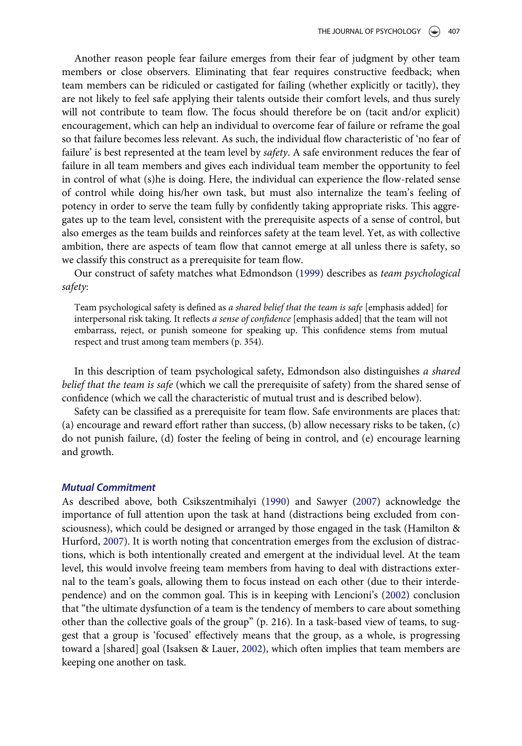Another reason people fear failure emerges from their fear of judgment by other team members or close observers. Eliminating that fear requires constructive feedback; when team members can be ridiculed or castigated for failing (whether explicitly or tacitly), they are not likely to feel safe applying their talents outside their comfort levels, and thus surely will not contribute to team flow. The focus should therefore be on (tacit and/or explicit) encouragement, which can help an individual to overcome fear of failure or reframe the goal so that failure becomes less relevant. As such, the individual flow characteristic of 'no fear of failure' is best represented at the team level by *safety*. A safe environment reduces the fear of failure in all team members and gives each individual team member the opportunity to feel in control of what (s)he is doing. Here, the individual can experience the flow-related sense of control while doing his/her own task, but must also internalize the team's feeling of potency in order to serve the team fully by confidently taking appropriate risks. This aggregates up to the team level, consistent with the prerequisite aspects of a sense of control, but also emerges as the team builds and reinforces safety at the team level. Yet, as with collective ambition, there are aspects of team flow that cannot emerge at all unless there is safety, so we classify this construct as a prerequisite for team flow.

Our construct of safety matches what Edmondson (1999) describes as *team psychological safety*:

> Team psychological safety is defined as *a shared belief that the team is safe* [emphasis added] for interpersonal risk taking. It reflects *a sense of confidence* [emphasis added] that the team will not embarrass, reject, or punish someone for speaking up. This confidence stems from mutual respect and trust among team members (p. 354).

In this description of team psychological safety, Edmondson also distinguishes *a shared belief that the team is safe* (which we call the prerequisite of safety) from the shared sense of confidence (which we call the characteristic of mutual trust and is described below).

Safety can be classified as a prerequisite for team flow. Safe environments are places that: (a) encourage and reward effort rather than success, (b) allow necessary risks to be taken, (c) do not punish failure, (d) foster the feeling of being in control, and (e) encourage learning and growth.

### *Mutual Commitment*

As described above, both Csikszentmihalyi (1990) and Sawyer (2007) acknowledge the importance of full attention upon the task at hand (distractions being excluded from consciousness), which could be designed or arranged by those engaged in the task (Hamilton & Hurford, 2007). It is worth noting that concentration emerges from the exclusion of distractions, which is both intentionally created and emergent at the individual level. At the team level, this would involve freeing team members from having to deal with distractions external to the team's goals, allowing them to focus instead on each other (due to their interdependence) and on the common goal. This is in keeping with Lencioni's (2002) conclusion that "the ultimate dysfunction of a team is the tendency of members to care about something other than the collective goals of the group" (p. 216). In a task-based view of teams, to suggest that a group is 'focused' effectively means that the group, as a whole, is progressing toward a [shared] goal (Isaksen & Lauer, 2002), which often implies that team members are keeping one another on task.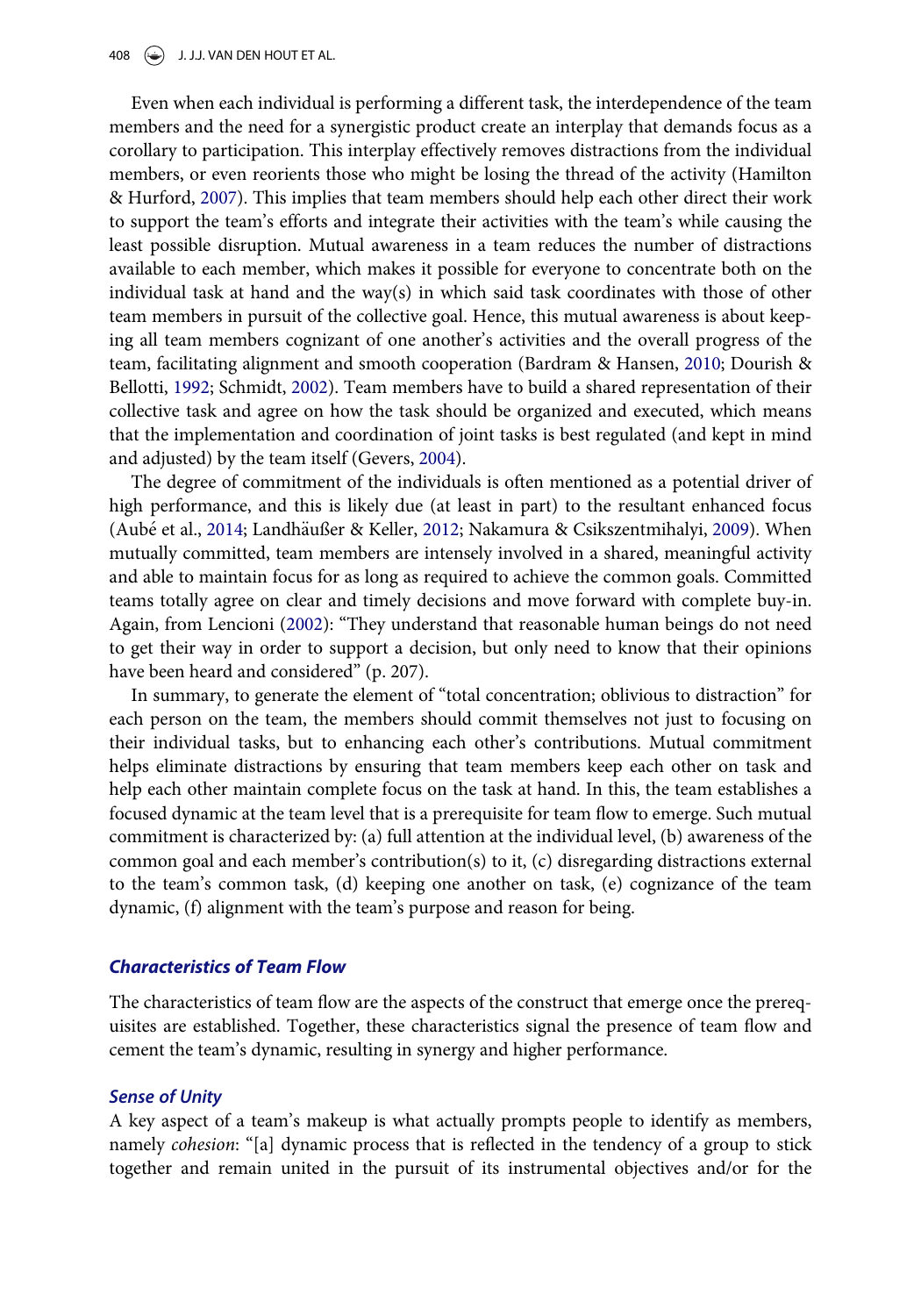Even when each individual is performing a different task, the interdependence of the team members and the need for a synergistic product create an interplay that demands focus as a corollary to participation. This interplay effectively removes distractions from the individual members, or even reorients those who might be losing the thread of the activity (Hamilton & Hurford, 2007). This implies that team members should help each other direct their work to support the team's efforts and integrate their activities with the team's while causing the least possible disruption. Mutual awareness in a team reduces the number of distractions available to each member, which makes it possible for everyone to concentrate both on the individual task at hand and the way(s) in which said task coordinates with those of other team members in pursuit of the collective goal. Hence, this mutual awareness is about keeping all team members cognizant of one another's activities and the overall progress of the team, facilitating alignment and smooth cooperation (Bardram & Hansen, 2010; Dourish & Bellotti, 1992; Schmidt, 2002). Team members have to build a shared representation of their collective task and agree on how the task should be organized and executed, which means that the implementation and coordination of joint tasks is best regulated (and kept in mind and adjusted) by the team itself (Gevers, 2004).

The degree of commitment of the individuals is often mentioned as a potential driver of high performance, and this is likely due (at least in part) to the resultant enhanced focus (Aubé et al., 2014; Landhäußer & Keller, 2012; Nakamura & Csikszentmihalyi, 2009). When mutually committed, team members are intensely involved in a shared, meaningful activity and able to maintain focus for as long as required to achieve the common goals. Committed teams totally agree on clear and timely decisions and move forward with complete buy-in. Again, from Lencioni (2002): "They understand that reasonable human beings do not need to get their way in order to support a decision, but only need to know that their opinions have been heard and considered" (p. 207).

In summary, to generate the element of "total concentration; oblivious to distraction" for each person on the team, the members should commit themselves not just to focusing on their individual tasks, but to enhancing each other's contributions. Mutual commitment helps eliminate distractions by ensuring that team members keep each other on task and help each other maintain complete focus on the task at hand. In this, the team establishes a focused dynamic at the team level that is a prerequisite for team flow to emerge. Such mutual commitment is characterized by: (a) full attention at the individual level, (b) awareness of the common goal and each member's contribution(s) to it, (c) disregarding distractions external to the team's common task, (d) keeping one another on task, (e) cognizance of the team dynamic, (f) alignment with the team's purpose and reason for being.

## *Characteristics of Team Flow*

The characteristics of team flow are the aspects of the construct that emerge once the prerequisites are established. Together, these characteristics signal the presence of team flow and cement the team's dynamic, resulting in synergy and higher performance.

### *Sense of Unity*

A key aspect of a team's makeup is what actually prompts people to identify as members, namely *cohesion*: "[a] dynamic process that is reflected in the tendency of a group to stick together and remain united in the pursuit of its instrumental objectives and/or for the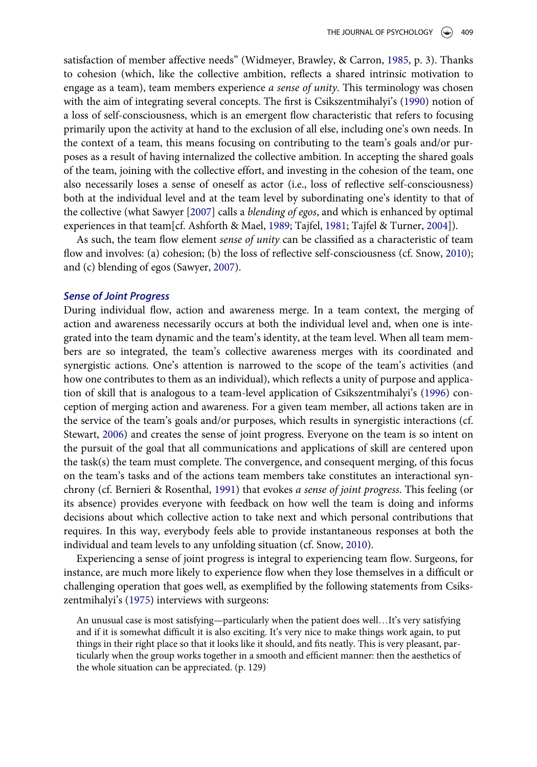satisfaction of member affective needs" (Widmeyer, Brawley, & Carron, 1985, p. 3). Thanks to cohesion (which, like the collective ambition, reflects a shared intrinsic motivation to engage as a team), team members experience *a sense of unity*. This terminology was chosen with the aim of integrating several concepts. The first is Csikszentmihalyi's (1990) notion of a loss of self-consciousness, which is an emergent flow characteristic that refers to focusing primarily upon the activity at hand to the exclusion of all else, including one's own needs. In the context of a team, this means focusing on contributing to the team's goals and/or purposes as a result of having internalized the collective ambition. In accepting the shared goals of the team, joining with the collective effort, and investing in the cohesion of the team, one also necessarily loses a sense of oneself as actor (i.e., loss of reflective self-consciousness) both at the individual level and at the team level by subordinating one's identity to that of the collective (what Sawyer [2007] calls a *blending of egos*, and which is enhanced by optimal experiences in that team[cf. Ashforth & Mael, 1989; Tajfel, 1981; Tajfel & Turner, 2004]).

As such, the team flow element *sense of unity* can be classified as a characteristic of team flow and involves: (a) cohesion; (b) the loss of reflective self-consciousness (cf. Snow, 2010); and (c) blending of egos (Sawyer, 2007).

### *Sense of Joint Progress*

During individual flow, action and awareness merge. In a team context, the merging of action and awareness necessarily occurs at both the individual level and, when one is integrated into the team dynamic and the team's identity, at the team level. When all team members are so integrated, the team's collective awareness merges with its coordinated and synergistic actions. One's attention is narrowed to the scope of the team's activities (and how one contributes to them as an individual), which reflects a unity of purpose and application of skill that is analogous to a team-level application of Csikszentmihalyi's (1996) conception of merging action and awareness. For a given team member, all actions taken are in the service of the team's goals and/or purposes, which results in synergistic interactions (cf. Stewart, 2006) and creates the sense of joint progress. Everyone on the team is so intent on the pursuit of the goal that all communications and applications of skill are centered upon the task(s) the team must complete. The convergence, and consequent merging, of this focus on the team's tasks and of the actions team members take constitutes an interactional synchrony (cf. Bernieri & Rosenthal, 1991) that evokes *a sense of joint progress*. This feeling (or its absence) provides everyone with feedback on how well the team is doing and informs decisions about which collective action to take next and which personal contributions that requires. In this way, everybody feels able to provide instantaneous responses at both the individual and team levels to any unfolding situation (cf. Snow, 2010).

Experiencing a sense of joint progress is integral to experiencing team flow. Surgeons, for instance, are much more likely to experience flow when they lose themselves in a difficult or challenging operation that goes well, as exemplified by the following statements from Csikszentmihalyi's (1975) interviews with surgeons:

> An unusual case is most satisfying—particularly when the patient does well…It's very satisfying and if it is somewhat difficult it is also exciting. It's very nice to make things work again, to put things in their right place so that it looks like it should, and fits neatly. This is very pleasant, particularly when the group works together in a smooth and efficient manner: then the aesthetics of the whole situation can be appreciated. (p. 129)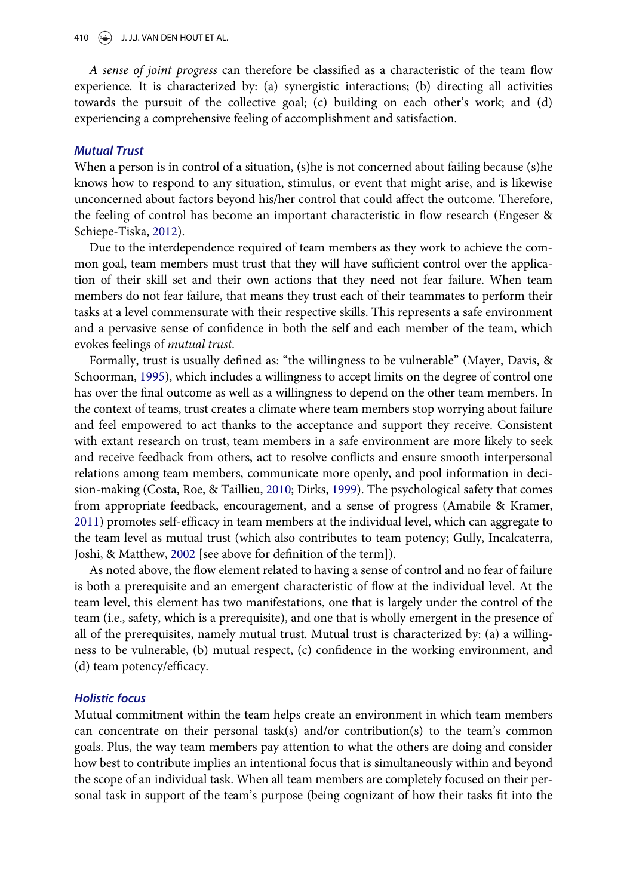*A sense of joint progress* can therefore be classified as a characteristic of the team flow experience. It is characterized by: (a) synergistic interactions; (b) directing all activities towards the pursuit of the collective goal; (c) building on each other's work; and (d) experiencing a comprehensive feeling of accomplishment and satisfaction.

### *Mutual Trust*

When a person is in control of a situation, (s)he is not concerned about failing because (s)he knows how to respond to any situation, stimulus, or event that might arise, and is likewise unconcerned about factors beyond his/her control that could affect the outcome. Therefore, the feeling of control has become an important characteristic in flow research (Engeser & Schiepe-Tiska, 2012).

Due to the interdependence required of team members as they work to achieve the common goal, team members must trust that they will have sufficient control over the application of their skill set and their own actions that they need not fear failure. When team members do not fear failure, that means they trust each of their teammates to perform their tasks at a level commensurate with their respective skills. This represents a safe environment and a pervasive sense of confidence in both the self and each member of the team, which evokes feelings of *mutual trust*.

Formally, trust is usually defined as: "the willingness to be vulnerable" (Mayer, Davis, & Schoorman, 1995), which includes a willingness to accept limits on the degree of control one has over the final outcome as well as a willingness to depend on the other team members. In the context of teams, trust creates a climate where team members stop worrying about failure and feel empowered to act thanks to the acceptance and support they receive. Consistent with extant research on trust, team members in a safe environment are more likely to seek and receive feedback from others, act to resolve conflicts and ensure smooth interpersonal relations among team members, communicate more openly, and pool information in decision-making (Costa, Roe, & Taillieu, 2010; Dirks, 1999). The psychological safety that comes from appropriate feedback, encouragement, and a sense of progress (Amabile & Kramer, 2011) promotes self-efficacy in team members at the individual level, which can aggregate to the team level as mutual trust (which also contributes to team potency; Gully, Incalcaterra, Joshi, & Matthew, 2002 [see above for definition of the term]).

As noted above, the flow element related to having a sense of control and no fear of failure is both a prerequisite and an emergent characteristic of flow at the individual level. At the team level, this element has two manifestations, one that is largely under the control of the team (i.e., safety, which is a prerequisite), and one that is wholly emergent in the presence of all of the prerequisites, namely mutual trust. Mutual trust is characterized by: (a) a willingness to be vulnerable, (b) mutual respect, (c) confidence in the working environment, and (d) team potency/efficacy.

### *Holistic focus*

Mutual commitment within the team helps create an environment in which team members can concentrate on their personal task(s) and/or contribution(s) to the team's common goals. Plus, the way team members pay attention to what the others are doing and consider how best to contribute implies an intentional focus that is simultaneously within and beyond the scope of an individual task. When all team members are completely focused on their personal task in support of the team's purpose (being cognizant of how their tasks fit into the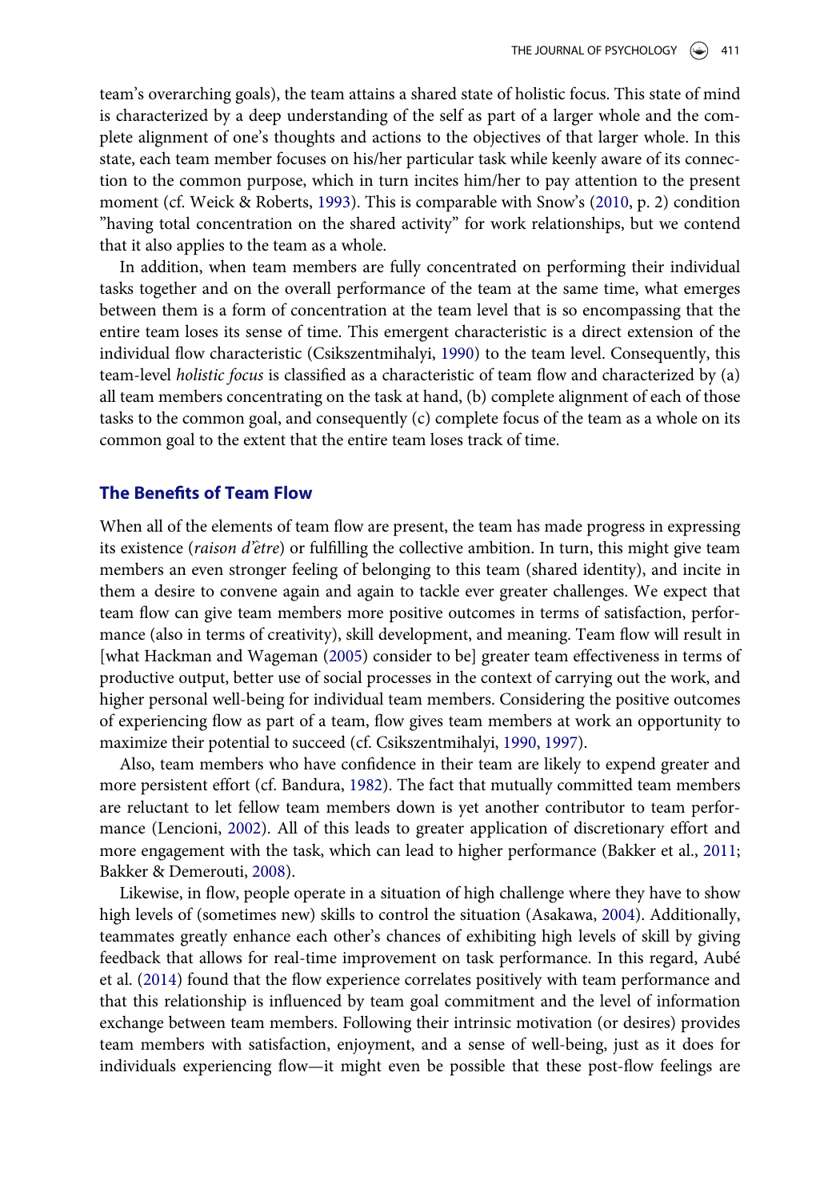team's overarching goals), the team attains a shared state of holistic focus. This state of mind is characterized by a deep understanding of the self as part of a larger whole and the complete alignment of one's thoughts and actions to the objectives of that larger whole. In this state, each team member focuses on his/her particular task while keenly aware of its connection to the common purpose, which in turn incites him/her to pay attention to the present moment (cf. Weick & Roberts, 1993). This is comparable with Snow's (2010, p. 2) condition "having total concentration on the shared activity" for work relationships, but we contend that it also applies to the team as a whole.

In addition, when team members are fully concentrated on performing their individual tasks together and on the overall performance of the team at the same time, what emerges between them is a form of concentration at the team level that is so encompassing that the entire team loses its sense of time. This emergent characteristic is a direct extension of the individual flow characteristic (Csikszentmihalyi, 1990) to the team level. Consequently, this team-level *holistic focus* is classified as a characteristic of team flow and characterized by (a) all team members concentrating on the task at hand, (b) complete alignment of each of those tasks to the common goal, and consequently (c) complete focus of the team as a whole on its common goal to the extent that the entire team loses track of time.

## The Benefits of Team Flow

When all of the elements of team flow are present, the team has made progress in expressing its existence (*raison d'être*) or fulfilling the collective ambition. In turn, this might give team members an even stronger feeling of belonging to this team (shared identity), and incite in them a desire to convene again and again to tackle ever greater challenges. We expect that team flow can give team members more positive outcomes in terms of satisfaction, performance (also in terms of creativity), skill development, and meaning. Team flow will result in [what Hackman and Wageman (2005) consider to be] greater team effectiveness in terms of productive output, better use of social processes in the context of carrying out the work, and higher personal well-being for individual team members. Considering the positive outcomes of experiencing flow as part of a team, flow gives team members at work an opportunity to maximize their potential to succeed (cf. Csikszentmihalyi, 1990, 1997).

Also, team members who have confidence in their team are likely to expend greater and more persistent effort (cf. Bandura, 1982). The fact that mutually committed team members are reluctant to let fellow team members down is yet another contributor to team performance (Lencioni, 2002). All of this leads to greater application of discretionary effort and more engagement with the task, which can lead to higher performance (Bakker et al., 2011; Bakker & Demerouti, 2008).

Likewise, in flow, people operate in a situation of high challenge where they have to show high levels of (sometimes new) skills to control the situation (Asakawa, 2004). Additionally, teammates greatly enhance each other's chances of exhibiting high levels of skill by giving feedback that allows for real-time improvement on task performance. In this regard, Aubé et al. (2014) found that the flow experience correlates positively with team performance and that this relationship is influenced by team goal commitment and the level of information exchange between team members. Following their intrinsic motivation (or desires) provides team members with satisfaction, enjoyment, and a sense of well-being, just as it does for individuals experiencing flow—it might even be possible that these post-flow feelings are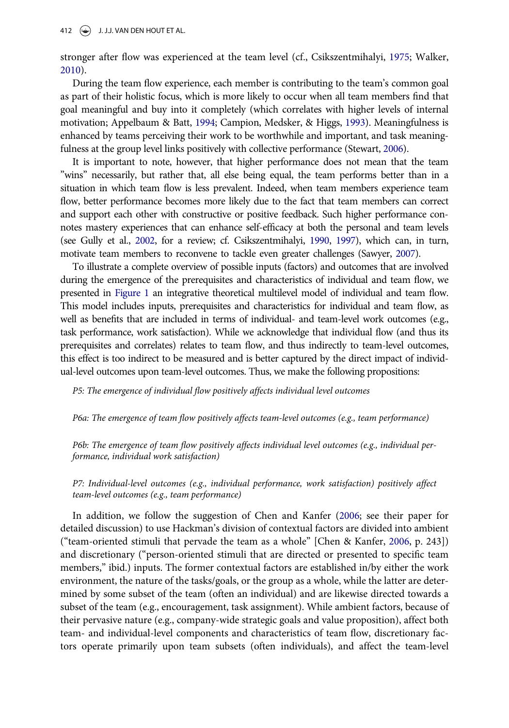stronger after flow was experienced at the team level (cf., Csikszentmihalyi, 1975; Walker, 2010).

During the team flow experience, each member is contributing to the team's common goal as part of their holistic focus, which is more likely to occur when all team members find that goal meaningful and buy into it completely (which correlates with higher levels of internal motivation; Appelbaum & Batt, 1994; Campion, Medsker, & Higgs, 1993). Meaningfulness is enhanced by teams perceiving their work to be worthwhile and important, and task meaningfulness at the group level links positively with collective performance (Stewart, 2006).

It is important to note, however, that higher performance does not mean that the team "wins" necessarily, but rather that, all else being equal, the team performs better than in a situation in which team flow is less prevalent. Indeed, when team members experience team flow, better performance becomes more likely due to the fact that team members can correct and support each other with constructive or positive feedback. Such higher performance connotes mastery experiences that can enhance self-efficacy at both the personal and team levels (see Gully et al., 2002, for a review; cf. Csikszentmihalyi, 1990, 1997), which can, in turn, motivate team members to reconvene to tackle even greater challenges (Sawyer, 2007).

To illustrate a complete overview of possible inputs (factors) and outcomes that are involved during the emergence of the prerequisites and characteristics of individual and team flow, we presented in Figure 1 an integrative theoretical multilevel model of individual and team flow. This model includes inputs, prerequisites and characteristics for individual and team flow, as well as benefits that are included in terms of individual- and team-level work outcomes (e.g., task performance, work satisfaction). While we acknowledge that individual flow (and thus its prerequisites and correlates) relates to team flow, and thus indirectly to team-level outcomes, this effect is too indirect to be measured and is better captured by the direct impact of individual-level outcomes upon team-level outcomes. Thus, we make the following propositions:

*P5: The emergence of individual flow positively affects individual level outcomes*

*P6a: The emergence of team flow positively affects team-level outcomes (e.g., team performance)*

*P6b: The emergence of team flow positively affects individual level outcomes (e.g., individual performance, individual work satisfaction)*

*P7: Individual-level outcomes (e.g., individual performance, work satisfaction) positively affect team-level outcomes (e.g., team performance)*

In addition, we follow the suggestion of Chen and Kanfer (2006; see their paper for detailed discussion) to use Hackman's division of contextual factors are divided into ambient ("team-oriented stimuli that pervade the team as a whole" [Chen & Kanfer, 2006, p. 243]) and discretionary ("person-oriented stimuli that are directed or presented to specific team members," ibid.) inputs. The former contextual factors are established in/by either the work environment, the nature of the tasks/goals, or the group as a whole, while the latter are determined by some subset of the team (often an individual) and are likewise directed towards a subset of the team (e.g., encouragement, task assignment). While ambient factors, because of their pervasive nature (e.g., company-wide strategic goals and value proposition), affect both team- and individual-level components and characteristics of team flow, discretionary factors operate primarily upon team subsets (often individuals), and affect the team-level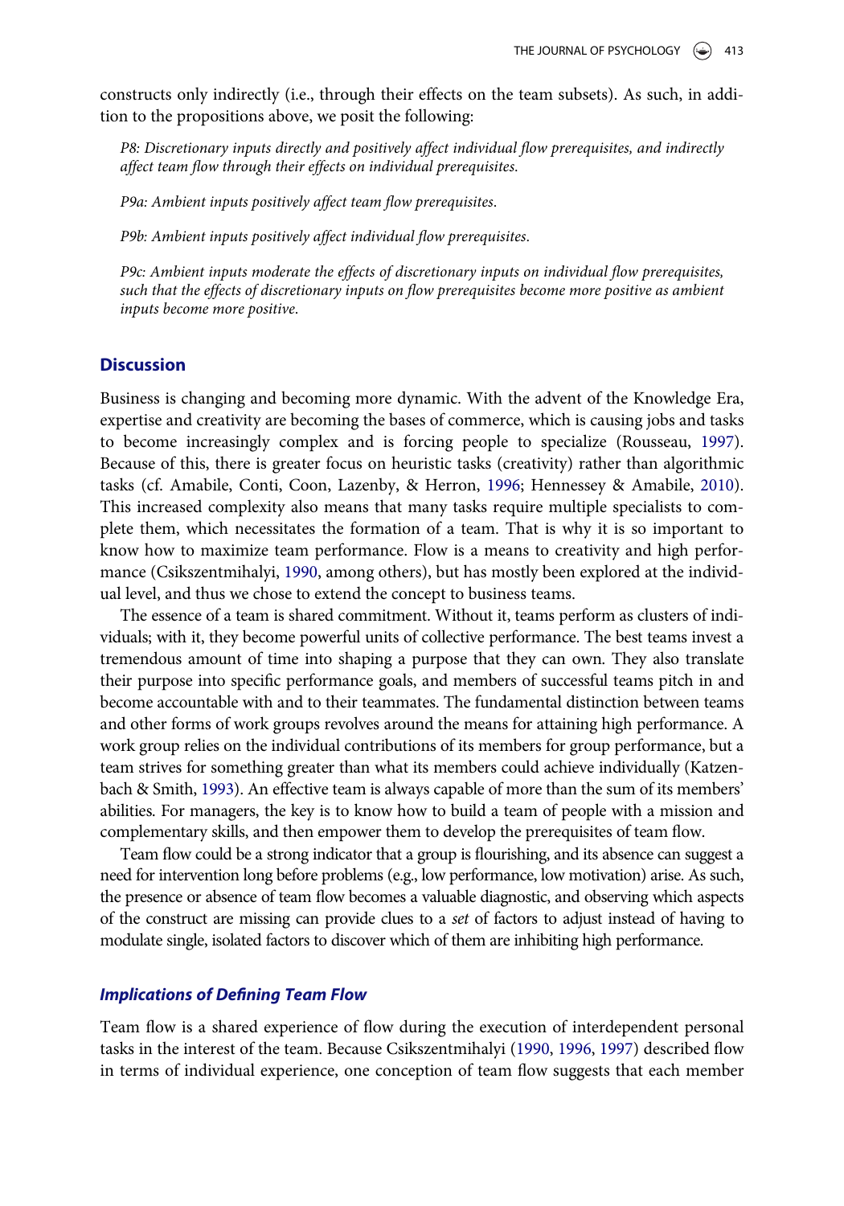constructs only indirectly (i.e., through their effects on the team subsets). As such, in addition to the propositions above, we posit the following:

*P8: Discretionary inputs directly and positively affect individual flow prerequisites, and indirectly affect team flow through their effects on individual prerequisites.*

*P9a: Ambient inputs positively affect team flow prerequisites.*

*P9b: Ambient inputs positively affect individual flow prerequisites.*

*P9c: Ambient inputs moderate the effects of discretionary inputs on individual flow prerequisites, such that the effects of discretionary inputs on flow prerequisites become more positive as ambient inputs become more positive.*

## Discussion

Business is changing and becoming more dynamic. With the advent of the Knowledge Era, expertise and creativity are becoming the bases of commerce, which is causing jobs and tasks to become increasingly complex and is forcing people to specialize (Rousseau, 1997). Because of this, there is greater focus on heuristic tasks (creativity) rather than algorithmic tasks (cf. Amabile, Conti, Coon, Lazenby, & Herron, 1996; Hennessey & Amabile, 2010). This increased complexity also means that many tasks require multiple specialists to complete them, which necessitates the formation of a team. That is why it is so important to know how to maximize team performance. Flow is a means to creativity and high performance (Csikszentmihalyi, 1990, among others), but has mostly been explored at the individual level, and thus we chose to extend the concept to business teams.

The essence of a team is shared commitment. Without it, teams perform as clusters of individuals; with it, they become powerful units of collective performance. The best teams invest a tremendous amount of time into shaping a purpose that they can own. They also translate their purpose into specific performance goals, and members of successful teams pitch in and become accountable with and to their teammates. The fundamental distinction between teams and other forms of work groups revolves around the means for attaining high performance. A work group relies on the individual contributions of its members for group performance, but a team strives for something greater than what its members could achieve individually (Katzenbach & Smith, 1993). An effective team is always capable of more than the sum of its members' abilities. For managers, the key is to know how to build a team of people with a mission and complementary skills, and then empower them to develop the prerequisites of team flow.

Team flow could be a strong indicator that a group is flourishing, and its absence can suggest a need for intervention long before problems (e.g., low performance, low motivation) arise. As such, the presence or absence of team flow becomes a valuable diagnostic, and observing which aspects of the construct are missing can provide clues to a *set* of factors to adjust instead of having to modulate single, isolated factors to discover which of them are inhibiting high performance.

### *Implications of Defining Team Flow*

Team flow is a shared experience of flow during the execution of interdependent personal tasks in the interest of the team. Because Csikszentmihalyi (1990, 1996, 1997) described flow in terms of individual experience, one conception of team flow suggests that each member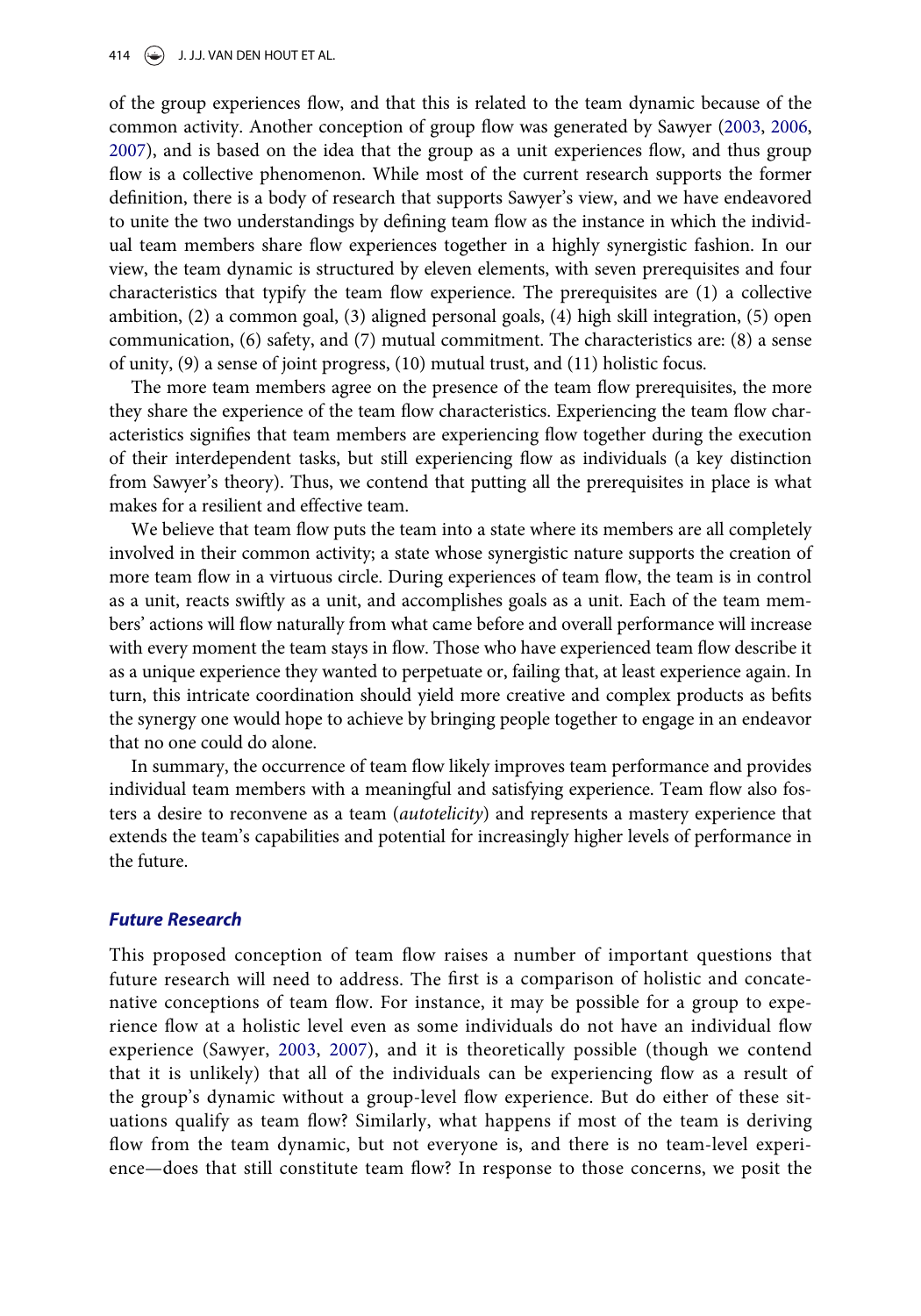of the group experiences flow, and that this is related to the team dynamic because of the common activity. Another conception of group flow was generated by Sawyer (2003, 2006, 2007), and is based on the idea that the group as a unit experiences flow, and thus group flow is a collective phenomenon. While most of the current research supports the former definition, there is a body of research that supports Sawyer's view, and we have endeavored to unite the two understandings by defining team flow as the instance in which the individual team members share flow experiences together in a highly synergistic fashion. In our view, the team dynamic is structured by eleven elements, with seven prerequisites and four characteristics that typify the team flow experience. The prerequisites are (1) a collective ambition, (2) a common goal, (3) aligned personal goals, (4) high skill integration, (5) open communication, (6) safety, and (7) mutual commitment. The characteristics are: (8) a sense of unity, (9) a sense of joint progress, (10) mutual trust, and (11) holistic focus.

The more team members agree on the presence of the team flow prerequisites, the more they share the experience of the team flow characteristics. Experiencing the team flow characteristics signifies that team members are experiencing flow together during the execution of their interdependent tasks, but still experiencing flow as individuals (a key distinction from Sawyer's theory). Thus, we contend that putting all the prerequisites in place is what makes for a resilient and effective team.

We believe that team flow puts the team into a state where its members are all completely involved in their common activity; a state whose synergistic nature supports the creation of more team flow in a virtuous circle. During experiences of team flow, the team is in control as a unit, reacts swiftly as a unit, and accomplishes goals as a unit. Each of the team members' actions will flow naturally from what came before and overall performance will increase with every moment the team stays in flow. Those who have experienced team flow describe it as a unique experience they wanted to perpetuate or, failing that, at least experience again. In turn, this intricate coordination should yield more creative and complex products as befits the synergy one would hope to achieve by bringing people together to engage in an endeavor that no one could do alone.

In summary, the occurrence of team flow likely improves team performance and provides individual team members with a meaningful and satisfying experience. Team flow also fosters a desire to reconvene as a team (*autotelicity*) and represents a mastery experience that extends the team's capabilities and potential for increasingly higher levels of performance in the future.

## *Future Research*

This proposed conception of team flow raises a number of important questions that future research will need to address. The first is a comparison of holistic and concatenative conceptions of team flow. For instance, it may be possible for a group to experience flow at a holistic level even as some individuals do not have an individual flow experience (Sawyer, 2003, 2007), and it is theoretically possible (though we contend that it is unlikely) that all of the individuals can be experiencing flow as a result of the group's dynamic without a group-level flow experience. But do either of these situations qualify as team flow? Similarly, what happens if most of the team is deriving flow from the team dynamic, but not everyone is, and there is no team-level experience—does that still constitute team flow? In response to those concerns, we posit the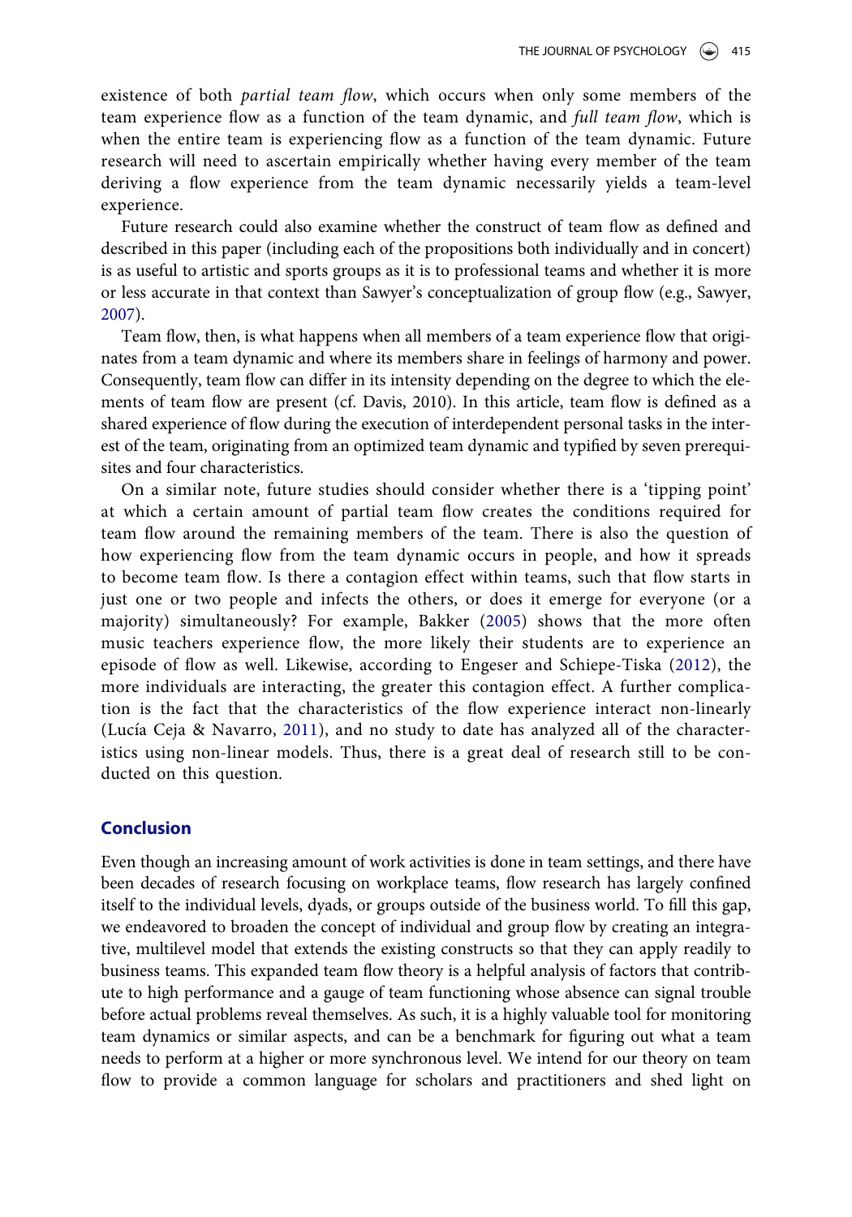existence of both *partial team flow*, which occurs when only some members of the team experience flow as a function of the team dynamic, and *full team flow*, which is when the entire team is experiencing flow as a function of the team dynamic. Future research will need to ascertain empirically whether having every member of the team deriving a flow experience from the team dynamic necessarily yields a team-level experience.

Future research could also examine whether the construct of team flow as defined and described in this paper (including each of the propositions both individually and in concert) is as useful to artistic and sports groups as it is to professional teams and whether it is more or less accurate in that context than Sawyer's conceptualization of group flow (e.g., Sawyer, 2007).

Team flow, then, is what happens when all members of a team experience flow that originates from a team dynamic and where its members share in feelings of harmony and power. Consequently, team flow can differ in its intensity depending on the degree to which the elements of team flow are present (cf. Davis, 2010). In this article, team flow is defined as a shared experience of flow during the execution of interdependent personal tasks in the interest of the team, originating from an optimized team dynamic and typified by seven prerequisites and four characteristics.

On a similar note, future studies should consider whether there is a 'tipping point' at which a certain amount of partial team flow creates the conditions required for team flow around the remaining members of the team. There is also the question of how experiencing flow from the team dynamic occurs in people, and how it spreads to become team flow. Is there a contagion effect within teams, such that flow starts in just one or two people and infects the others, or does it emerge for everyone (or a majority) simultaneously? For example, Bakker (2005) shows that the more often music teachers experience flow, the more likely their students are to experience an episode of flow as well. Likewise, according to Engeser and Schiepe-Tiska (2012), the more individuals are interacting, the greater this contagion effect. A further complication is the fact that the characteristics of the flow experience interact non-linearly (Lucía Ceja & Navarro, 2011), and no study to date has analyzed all of the characteristics using non-linear models. Thus, there is a great deal of research still to be conducted on this question.

## Conclusion

Even though an increasing amount of work activities is done in team settings, and there have been decades of research focusing on workplace teams, flow research has largely confined itself to the individual levels, dyads, or groups outside of the business world. To fill this gap, we endeavored to broaden the concept of individual and group flow by creating an integrative, multilevel model that extends the existing constructs so that they can apply readily to business teams. This expanded team flow theory is a helpful analysis of factors that contribute to high performance and a gauge of team functioning whose absence can signal trouble before actual problems reveal themselves. As such, it is a highly valuable tool for monitoring team dynamics or similar aspects, and can be a benchmark for figuring out what a team needs to perform at a higher or more synchronous level. We intend for our theory on team flow to provide a common language for scholars and practitioners and shed light on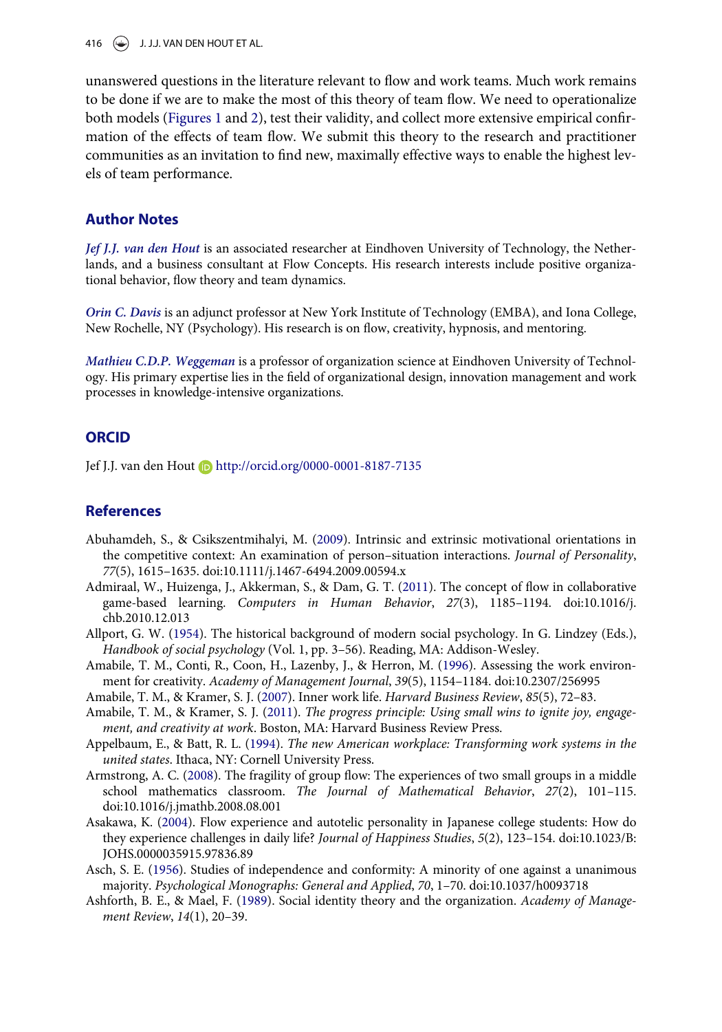unanswered questions in the literature relevant to flow and work teams. Much work remains to be done if we are to make the most of this theory of team flow. We need to operationalize both models (Figures 1 and 2), test their validity, and collect more extensive empirical confirmation of the effects of team flow. We submit this theory to the research and practitioner communities as an invitation to find new, maximally effective ways to enable the highest levels of team performance.

## Author Notes

***Jef J.J. van den Hout*** is an associated researcher at Eindhoven University of Technology, the Netherlands, and a business consultant at Flow Concepts. His research interests include positive organizational behavior, flow theory and team dynamics.

***Orin C. Davis*** is an adjunct professor at New York Institute of Technology (EMBA), and Iona College, New Rochelle, NY (Psychology). His research is on flow, creativity, hypnosis, and mentoring.

***Mathieu C.D.P. Weggeman*** is a professor of organization science at Eindhoven University of Technology. His primary expertise lies in the field of organizational design, innovation management and work processes in knowledge-intensive organizations.

## ORCID

Jef J.J. van den Hout http://orcid.org/0000-0001-8187-7135

## References

Abuhamdeh, S., & Csikszentmihalyi, M. (2009). Intrinsic and extrinsic motivational orientations in the competitive context: An examination of person–situation interactions. *Journal of Personality*, *77*(5), 1615–1635. doi:10.1111/j.1467-6494.2009.00594.x

Admiraal, W., Huizenga, J., Akkerman, S., & Dam, G. T. (2011). The concept of flow in collaborative game-based learning. *Computers in Human Behavior*, *27*(3), 1185–1194. doi:10.1016/j.chb.2010.12.013

Allport, G. W. (1954). The historical background of modern social psychology. In G. Lindzey (Eds.), *Handbook of social psychology* (Vol. 1, pp. 3–56). Reading, MA: Addison-Wesley.

Amabile, T. M., Conti, R., Coon, H., Lazenby, J., & Herron, M. (1996). Assessing the work environment for creativity. *Academy of Management Journal*, *39*(5), 1154–1184. doi:10.2307/256995

Amabile, T. M., & Kramer, S. J. (2007). Inner work life. *Harvard Business Review*, *85*(5), 72–83.

Amabile, T. M., & Kramer, S. J. (2011). *The progress principle: Using small wins to ignite joy, engagement, and creativity at work*. Boston, MA: Harvard Business Review Press.

Appelbaum, E., & Batt, R. L. (1994). *The new American workplace: Transforming work systems in the united states*. Ithaca, NY: Cornell University Press.

Armstrong, A. C. (2008). The fragility of group flow: The experiences of two small groups in a middle school mathematics classroom. *The Journal of Mathematical Behavior*, *27*(2), 101–115. doi:10.1016/j.jmathb.2008.08.001

Asakawa, K. (2004). Flow experience and autotelic personality in Japanese college students: How do they experience challenges in daily life? *Journal of Happiness Studies*, *5*(2), 123–154. doi:10.1023/B:JOHS.0000035915.97836.89

Asch, S. E. (1956). Studies of independence and conformity: A minority of one against a unanimous majority. *Psychological Monographs: General and Applied*, *70*, 1–70. doi:10.1037/h0093718

Ashforth, B. E., & Mael, F. (1989). Social identity theory and the organization. *Academy of Management Review*, *14*(1), 20–39.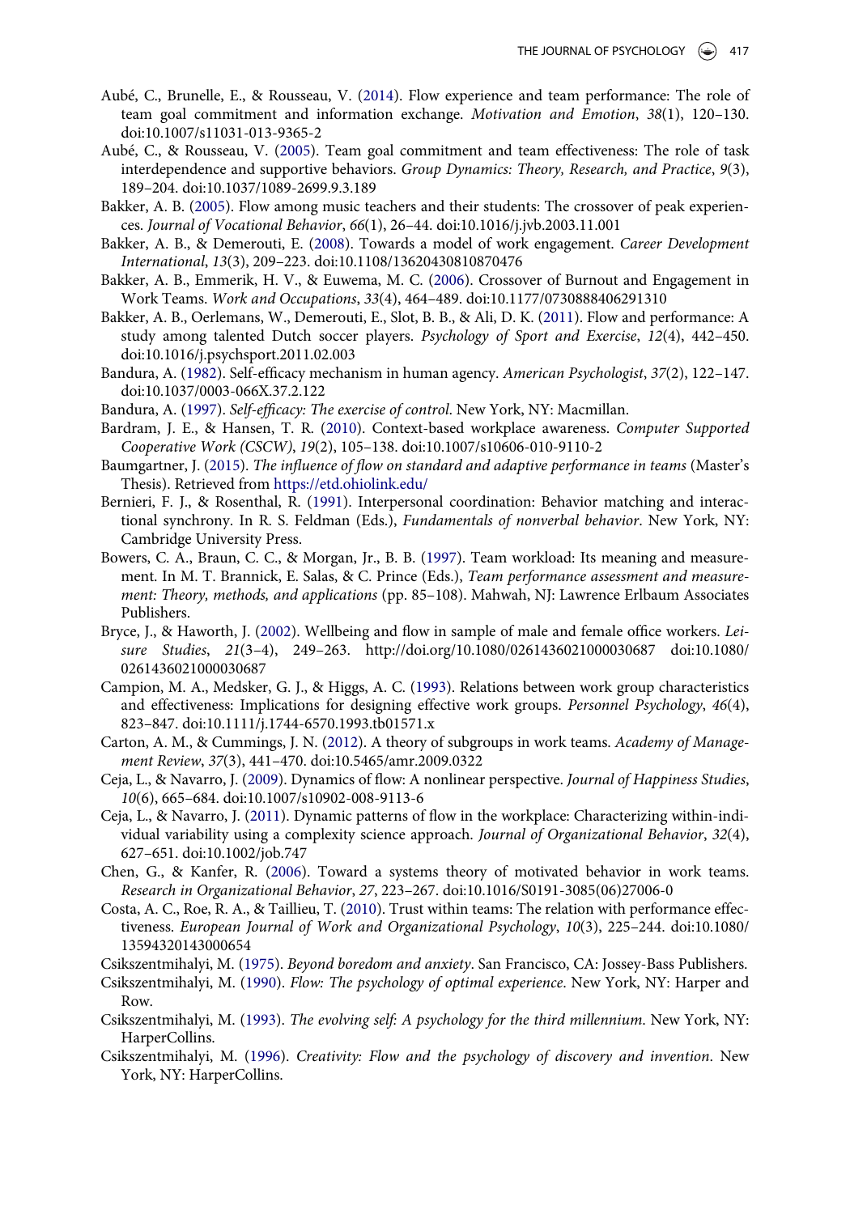Aubé, C., Brunelle, E., & Rousseau, V. (2014). Flow experience and team performance: The role of team goal commitment and information exchange. *Motivation and Emotion*, *38*(1), 120–130. doi:10.1007/s11031-013-9365-2

Aubé, C., & Rousseau, V. (2005). Team goal commitment and team effectiveness: The role of task interdependence and supportive behaviors. *Group Dynamics: Theory, Research, and Practice*, *9*(3), 189–204. doi:10.1037/1089-2699.9.3.189

Bakker, A. B. (2005). Flow among music teachers and their students: The crossover of peak experiences. *Journal of Vocational Behavior*, *66*(1), 26–44. doi:10.1016/j.jvb.2003.11.001

Bakker, A. B., & Demerouti, E. (2008). Towards a model of work engagement. *Career Development International*, *13*(3), 209–223. doi:10.1108/13620430810870476

Bakker, A. B., Emmerik, H. V., & Euwema, M. C. (2006). Crossover of Burnout and Engagement in Work Teams. *Work and Occupations*, *33*(4), 464–489. doi:10.1177/0730888406291310

Bakker, A. B., Oerlemans, W., Demerouti, E., Slot, B. B., & Ali, D. K. (2011). Flow and performance: A study among talented Dutch soccer players. *Psychology of Sport and Exercise*, *12*(4), 442–450. doi:10.1016/j.psychsport.2011.02.003

Bandura, A. (1982). Self-efficacy mechanism in human agency. *American Psychologist*, *37*(2), 122–147. doi:10.1037/0003-066X.37.2.122

Bandura, A. (1997). *Self-efficacy: The exercise of control*. New York, NY: Macmillan.

Bardram, J. E., & Hansen, T. R. (2010). Context-based workplace awareness. *Computer Supported Cooperative Work (CSCW)*, *19*(2), 105–138. doi:10.1007/s10606-010-9110-2

Baumgartner, J. (2015). *The influence of flow on standard and adaptive performance in teams* (Master's Thesis). Retrieved from https://etd.ohiolink.edu/

Bernieri, F. J., & Rosenthal, R. (1991). Interpersonal coordination: Behavior matching and interactional synchrony. In R. S. Feldman (Eds.), *Fundamentals of nonverbal behavior*. New York, NY: Cambridge University Press.

Bowers, C. A., Braun, C. C., & Morgan, Jr., B. B. (1997). Team workload: Its meaning and measurement. In M. T. Brannick, E. Salas, & C. Prince (Eds.), *Team performance assessment and measurement: Theory, methods, and applications* (pp. 85–108). Mahwah, NJ: Lawrence Erlbaum Associates Publishers.

Bryce, J., & Haworth, J. (2002). Wellbeing and flow in sample of male and female office workers. *Leisure Studies*, *21*(3–4), 249–263. http://doi.org/10.1080/0261436021000030687 doi:10.1080/0261436021000030687

Campion, M. A., Medsker, G. J., & Higgs, A. C. (1993). Relations between work group characteristics and effectiveness: Implications for designing effective work groups. *Personnel Psychology*, *46*(4), 823–847. doi:10.1111/j.1744-6570.1993.tb01571.x

Carton, A. M., & Cummings, J. N. (2012). A theory of subgroups in work teams. *Academy of Management Review*, *37*(3), 441–470. doi:10.5465/amr.2009.0322

Ceja, L., & Navarro, J. (2009). Dynamics of flow: A nonlinear perspective. *Journal of Happiness Studies*, *10*(6), 665–684. doi:10.1007/s10902-008-9113-6

Ceja, L., & Navarro, J. (2011). Dynamic patterns of flow in the workplace: Characterizing within-individual variability using a complexity science approach. *Journal of Organizational Behavior*, *32*(4), 627–651. doi:10.1002/job.747

Chen, G., & Kanfer, R. (2006). Toward a systems theory of motivated behavior in work teams. *Research in Organizational Behavior*, *27*, 223–267. doi:10.1016/S0191-3085(06)27006-0

Costa, A. C., Roe, R. A., & Taillieu, T. (2010). Trust within teams: The relation with performance effectiveness. *European Journal of Work and Organizational Psychology*, *10*(3), 225–244. doi:10.1080/13594320143000654

Csikszentmihalyi, M. (1975). *Beyond boredom and anxiety*. San Francisco, CA: Jossey-Bass Publishers.

Csikszentmihalyi, M. (1990). *Flow: The psychology of optimal experience*. New York, NY: Harper and Row.

Csikszentmihalyi, M. (1993). *The evolving self: A psychology for the third millennium*. New York, NY: HarperCollins.

Csikszentmihalyi, M. (1996). *Creativity: Flow and the psychology of discovery and invention*. New York, NY: HarperCollins.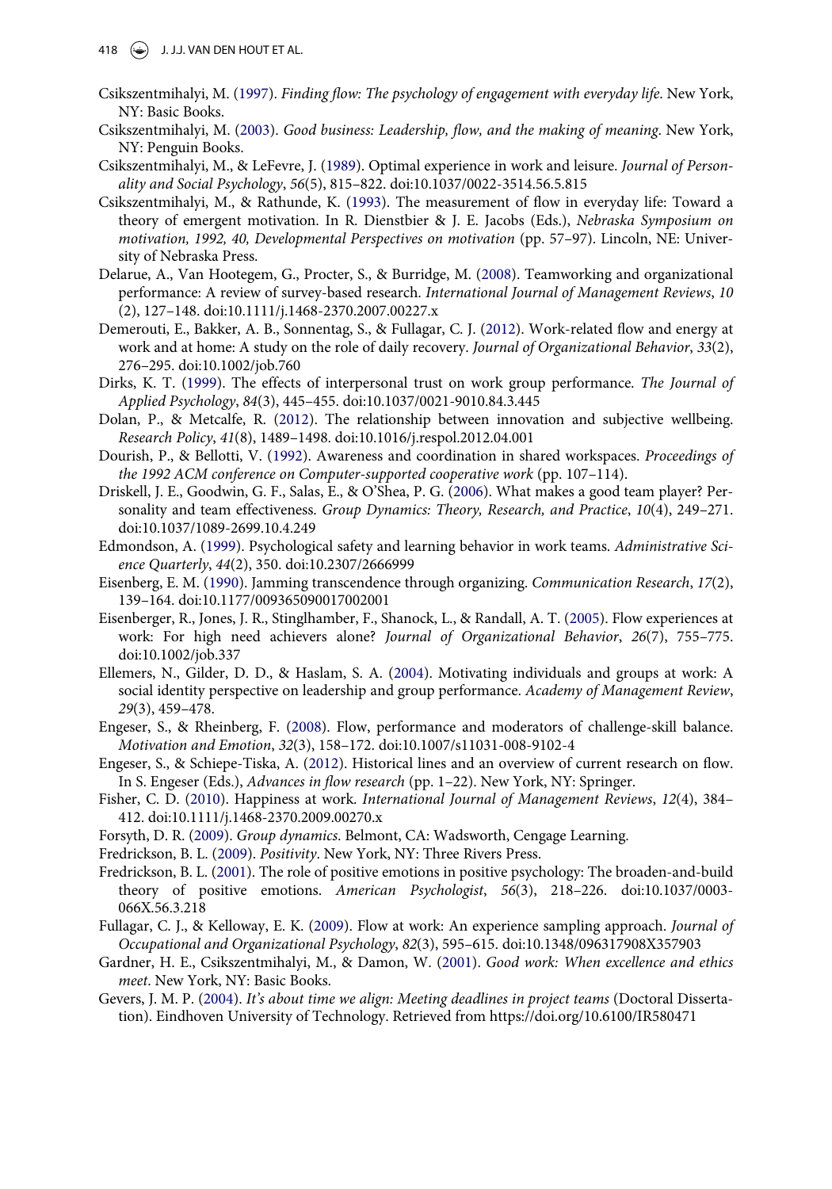Csikszentmihalyi, M. (1997). *Finding flow: The psychology of engagement with everyday life*. New York, NY: Basic Books.

Csikszentmihalyi, M. (2003). *Good business: Leadership, flow, and the making of meaning*. New York, NY: Penguin Books.

Csikszentmihalyi, M., & LeFevre, J. (1989). Optimal experience in work and leisure. *Journal of Personality and Social Psychology*, *56*(5), 815–822. doi:10.1037/0022-3514.56.5.815

Csikszentmihalyi, M., & Rathunde, K. (1993). The measurement of flow in everyday life: Toward a theory of emergent motivation. In R. Dienstbier & J. E. Jacobs (Eds.), *Nebraska Symposium on motivation, 1992, 40, Developmental Perspectives on motivation* (pp. 57–97). Lincoln, NE: University of Nebraska Press.

Delarue, A., Van Hootegem, G., Procter, S., & Burridge, M. (2008). Teamworking and organizational performance: A review of survey-based research. *International Journal of Management Reviews*, *10* (2), 127–148. doi:10.1111/j.1468-2370.2007.00227.x

Demerouti, E., Bakker, A. B., Sonnentag, S., & Fullagar, C. J. (2012). Work-related flow and energy at work and at home: A study on the role of daily recovery. *Journal of Organizational Behavior*, *33*(2), 276–295. doi:10.1002/job.760

Dirks, K. T. (1999). The effects of interpersonal trust on work group performance. *The Journal of Applied Psychology*, *84*(3), 445–455. doi:10.1037/0021-9010.84.3.445

Dolan, P., & Metcalfe, R. (2012). The relationship between innovation and subjective wellbeing. *Research Policy*, *41*(8), 1489–1498. doi:10.1016/j.respol.2012.04.001

Dourish, P., & Bellotti, V. (1992). Awareness and coordination in shared workspaces. *Proceedings of the 1992 ACM conference on Computer-supported cooperative work* (pp. 107–114).

Driskell, J. E., Goodwin, G. F., Salas, E., & O'Shea, P. G. (2006). What makes a good team player? Personality and team effectiveness. *Group Dynamics: Theory, Research, and Practice*, *10*(4), 249–271. doi:10.1037/1089-2699.10.4.249

Edmondson, A. (1999). Psychological safety and learning behavior in work teams. *Administrative Science Quarterly*, *44*(2), 350. doi:10.2307/2666999

Eisenberg, E. M. (1990). Jamming transcendence through organizing. *Communication Research*, *17*(2), 139–164. doi:10.1177/009365090017002001

Eisenberger, R., Jones, J. R., Stinglhamber, F., Shanock, L., & Randall, A. T. (2005). Flow experiences at work: For high need achievers alone? *Journal of Organizational Behavior*, *26*(7), 755–775. doi:10.1002/job.337

Ellemers, N., Gilder, D. D., & Haslam, S. A. (2004). Motivating individuals and groups at work: A social identity perspective on leadership and group performance. *Academy of Management Review*, *29*(3), 459–478.

Engeser, S., & Rheinberg, F. (2008). Flow, performance and moderators of challenge-skill balance. *Motivation and Emotion*, *32*(3), 158–172. doi:10.1007/s11031-008-9102-4

Engeser, S., & Schiepe-Tiska, A. (2012). Historical lines and an overview of current research on flow. In S. Engeser (Eds.), *Advances in flow research* (pp. 1–22). New York, NY: Springer.

Fisher, C. D. (2010). Happiness at work. *International Journal of Management Reviews*, *12*(4), 384–412. doi:10.1111/j.1468-2370.2009.00270.x

Forsyth, D. R. (2009). *Group dynamics*. Belmont, CA: Wadsworth, Cengage Learning.

Fredrickson, B. L. (2009). *Positivity*. New York, NY: Three Rivers Press.

Fredrickson, B. L. (2001). The role of positive emotions in positive psychology: The broaden-and-build theory of positive emotions. *American Psychologist*, *56*(3), 218–226. doi:10.1037/0003-066X.56.3.218

Fullagar, C. J., & Kelloway, E. K. (2009). Flow at work: An experience sampling approach. *Journal of Occupational and Organizational Psychology*, *82*(3), 595–615. doi:10.1348/096317908X357903

Gardner, H. E., Csikszentmihalyi, M., & Damon, W. (2001). *Good work: When excellence and ethics meet*. New York, NY: Basic Books.

Gevers, J. M. P. (2004). *It's about time we align: Meeting deadlines in project teams* (Doctoral Dissertation). Eindhoven University of Technology. Retrieved from https://doi.org/10.6100/IR580471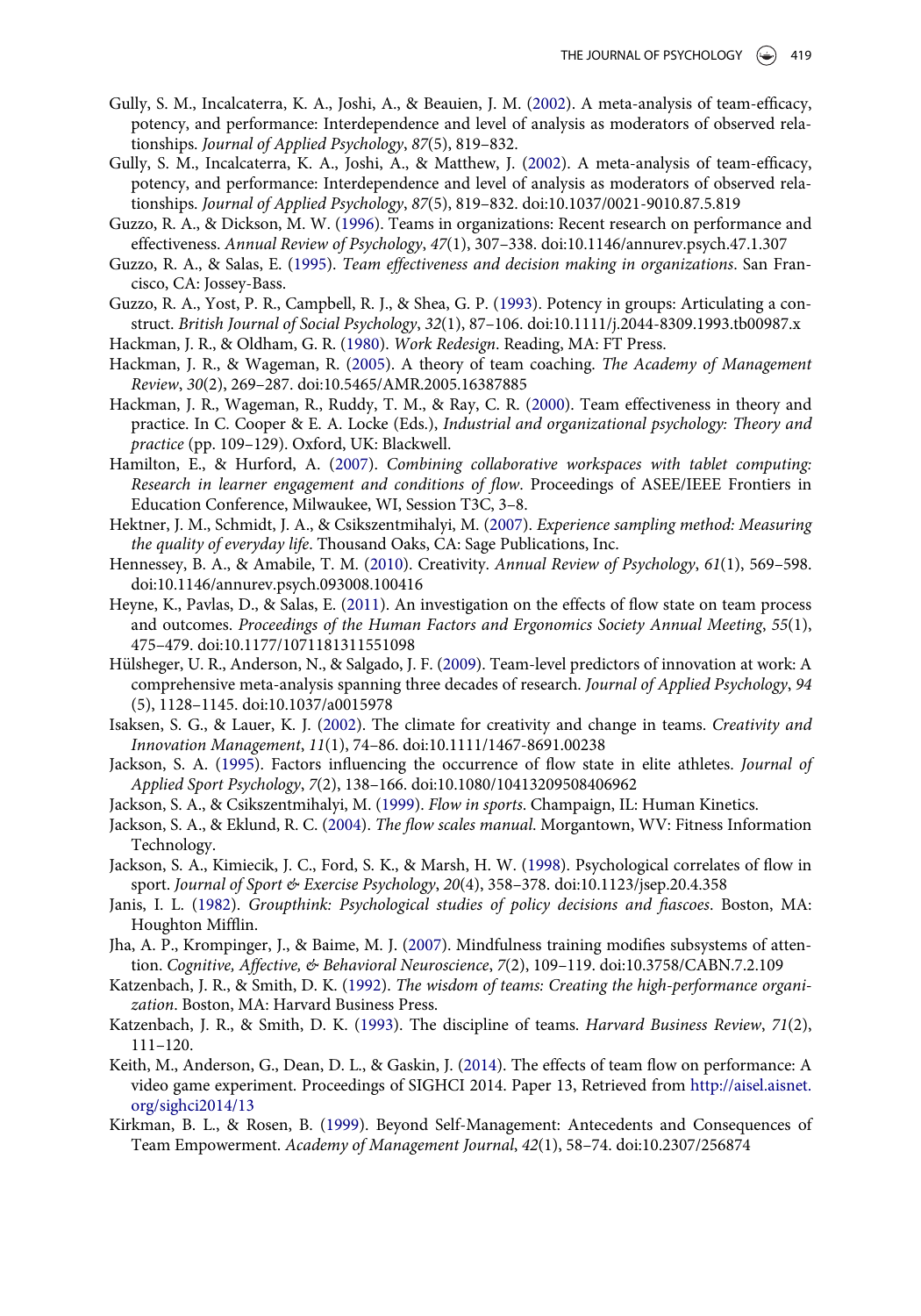Gully, S. M., Incalcaterra, K. A., Joshi, A., & Beauien, J. M. (2002). A meta-analysis of team-efficacy, potency, and performance: Interdependence and level of analysis as moderators of observed relationships. *Journal of Applied Psychology*, *87*(5), 819–832.

Gully, S. M., Incalcaterra, K. A., Joshi, A., & Matthew, J. (2002). A meta-analysis of team-efficacy, potency, and performance: Interdependence and level of analysis as moderators of observed relationships. *Journal of Applied Psychology*, *87*(5), 819–832. doi:10.1037/0021-9010.87.5.819

Guzzo, R. A., & Dickson, M. W. (1996). Teams in organizations: Recent research on performance and effectiveness. *Annual Review of Psychology*, *47*(1), 307–338. doi:10.1146/annurev.psych.47.1.307

Guzzo, R. A., & Salas, E. (1995). *Team effectiveness and decision making in organizations*. San Francisco, CA: Jossey-Bass.

Guzzo, R. A., Yost, P. R., Campbell, R. J., & Shea, G. P. (1993). Potency in groups: Articulating a construct. *British Journal of Social Psychology*, *32*(1), 87–106. doi:10.1111/j.2044-8309.1993.tb00987.x

Hackman, J. R., & Oldham, G. R. (1980). *Work Redesign*. Reading, MA: FT Press.

Hackman, J. R., & Wageman, R. (2005). A theory of team coaching. *The Academy of Management Review*, *30*(2), 269–287. doi:10.5465/AMR.2005.16387885

Hackman, J. R., Wageman, R., Ruddy, T. M., & Ray, C. R. (2000). Team effectiveness in theory and practice. In C. Cooper & E. A. Locke (Eds.), *Industrial and organizational psychology: Theory and practice* (pp. 109–129). Oxford, UK: Blackwell.

Hamilton, E., & Hurford, A. (2007). *Combining collaborative workspaces with tablet computing: Research in learner engagement and conditions of flow*. Proceedings of ASEE/IEEE Frontiers in Education Conference, Milwaukee, WI, Session T3C, 3–8.

Hektner, J. M., Schmidt, J. A., & Csikszentmihalyi, M. (2007). *Experience sampling method: Measuring the quality of everyday life*. Thousand Oaks, CA: Sage Publications, Inc.

Hennessey, B. A., & Amabile, T. M. (2010). Creativity. *Annual Review of Psychology*, *61*(1), 569–598. doi:10.1146/annurev.psych.093008.100416

Heyne, K., Pavlas, D., & Salas, E. (2011). An investigation on the effects of flow state on team process and outcomes. *Proceedings of the Human Factors and Ergonomics Society Annual Meeting*, *55*(1), 475–479. doi:10.1177/1071181311551098

Hülsheger, U. R., Anderson, N., & Salgado, J. F. (2009). Team-level predictors of innovation at work: A comprehensive meta-analysis spanning three decades of research. *Journal of Applied Psychology*, *94* (5), 1128–1145. doi:10.1037/a0015978

Isaksen, S. G., & Lauer, K. J. (2002). The climate for creativity and change in teams. *Creativity and Innovation Management*, *11*(1), 74–86. doi:10.1111/1467-8691.00238

Jackson, S. A. (1995). Factors influencing the occurrence of flow state in elite athletes. *Journal of Applied Sport Psychology*, *7*(2), 138–166. doi:10.1080/10413209508406962

Jackson, S. A., & Csikszentmihalyi, M. (1999). *Flow in sports*. Champaign, IL: Human Kinetics.

Jackson, S. A., & Eklund, R. C. (2004). *The flow scales manual*. Morgantown, WV: Fitness Information Technology.

Jackson, S. A., Kimiecik, J. C., Ford, S. K., & Marsh, H. W. (1998). Psychological correlates of flow in sport. *Journal of Sport & Exercise Psychology*, *20*(4), 358–378. doi:10.1123/jsep.20.4.358

Janis, I. L. (1982). *Groupthink: Psychological studies of policy decisions and fiascoes*. Boston, MA: Houghton Mifflin.

Jha, A. P., Krompinger, J., & Baime, M. J. (2007). Mindfulness training modifies subsystems of attention. *Cognitive, Affective, & Behavioral Neuroscience*, *7*(2), 109–119. doi:10.3758/CABN.7.2.109

Katzenbach, J. R., & Smith, D. K. (1992). *The wisdom of teams: Creating the high-performance organization*. Boston, MA: Harvard Business Press.

Katzenbach, J. R., & Smith, D. K. (1993). The discipline of teams. *Harvard Business Review*, *71*(2), 111–120.

Keith, M., Anderson, G., Dean, D. L., & Gaskin, J. (2014). The effects of team flow on performance: A video game experiment. Proceedings of SIGHCI 2014. Paper 13, Retrieved from http://aisel.aisnet.org/sighci2014/13

Kirkman, B. L., & Rosen, B. (1999). Beyond Self-Management: Antecedents and Consequences of Team Empowerment. *Academy of Management Journal*, *42*(1), 58–74. doi:10.2307/256874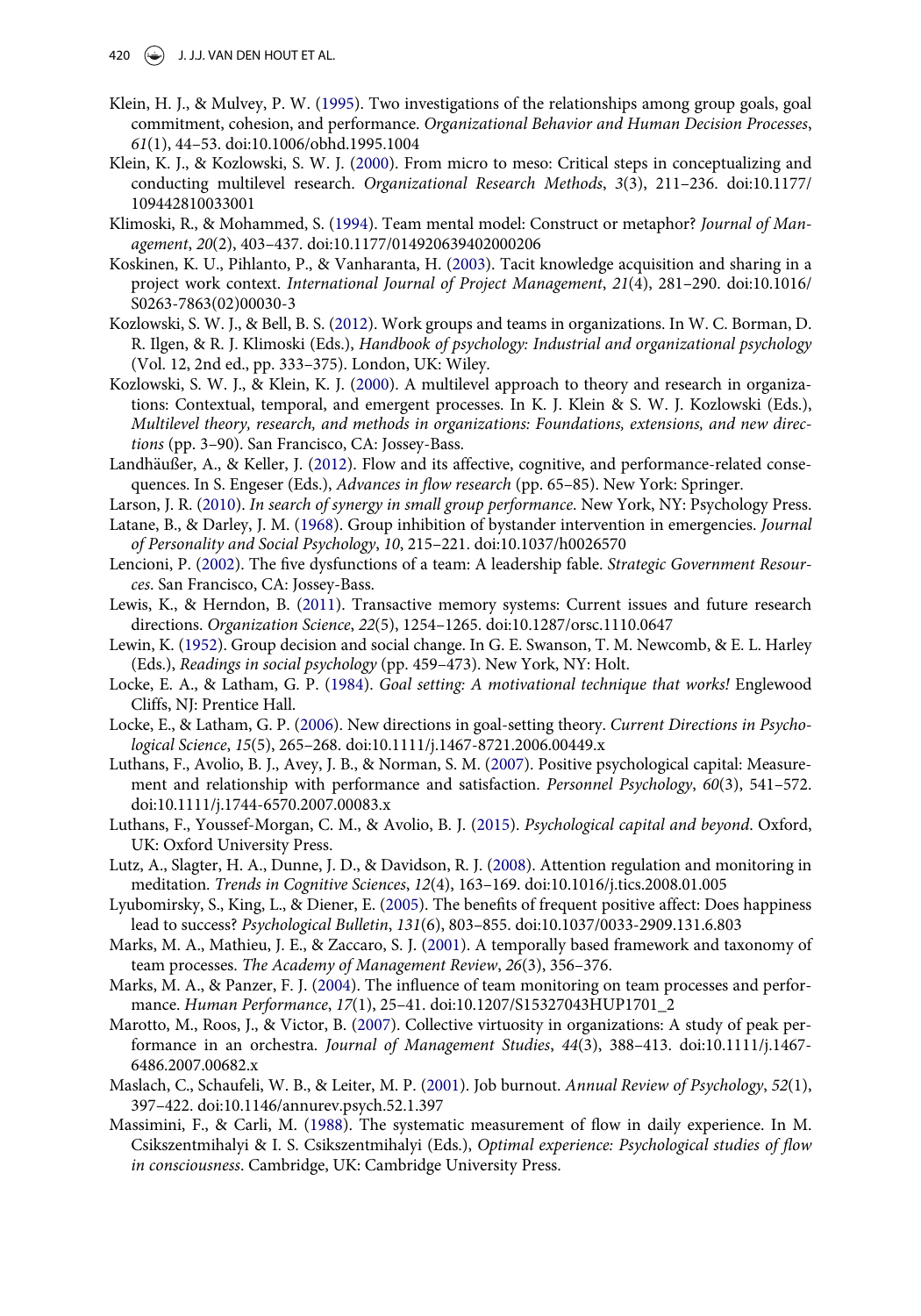Klein, H. J., & Mulvey, P. W. (1995). Two investigations of the relationships among group goals, goal commitment, cohesion, and performance. *Organizational Behavior and Human Decision Processes*, *61*(1), 44–53. doi:10.1006/obhd.1995.1004

Klein, K. J., & Kozlowski, S. W. J. (2000). From micro to meso: Critical steps in conceptualizing and conducting multilevel research. *Organizational Research Methods*, *3*(3), 211–236. doi:10.1177/109442810033001

Klimoski, R., & Mohammed, S. (1994). Team mental model: Construct or metaphor? *Journal of Management*, *20*(2), 403–437. doi:10.1177/014920639402000206

Koskinen, K. U., Pihlanto, P., & Vanharanta, H. (2003). Tacit knowledge acquisition and sharing in a project work context. *International Journal of Project Management*, *21*(4), 281–290. doi:10.1016/S0263-7863(02)00030-3

Kozlowski, S. W. J., & Bell, B. S. (2012). Work groups and teams in organizations. In W. C. Borman, D. R. Ilgen, & R. J. Klimoski (Eds.), *Handbook of psychology: Industrial and organizational psychology* (Vol. 12, 2nd ed., pp. 333–375). London, UK: Wiley.

Kozlowski, S. W. J., & Klein, K. J. (2000). A multilevel approach to theory and research in organizations: Contextual, temporal, and emergent processes. In K. J. Klein & S. W. J. Kozlowski (Eds.), *Multilevel theory, research, and methods in organizations: Foundations, extensions, and new directions* (pp. 3–90). San Francisco, CA: Jossey-Bass.

Landhäußer, A., & Keller, J. (2012). Flow and its affective, cognitive, and performance-related consequences. In S. Engeser (Eds.), *Advances in flow research* (pp. 65–85). New York: Springer.

Larson, J. R. (2010). *In search of synergy in small group performance*. New York, NY: Psychology Press.

Latane, B., & Darley, J. M. (1968). Group inhibition of bystander intervention in emergencies. *Journal of Personality and Social Psychology*, *10*, 215–221. doi:10.1037/h0026570

Lencioni, P. (2002). The five dysfunctions of a team: A leadership fable. *Strategic Government Resources*. San Francisco, CA: Jossey-Bass.

Lewis, K., & Herndon, B. (2011). Transactive memory systems: Current issues and future research directions. *Organization Science*, *22*(5), 1254–1265. doi:10.1287/orsc.1110.0647

Lewin, K. (1952). Group decision and social change. In G. E. Swanson, T. M. Newcomb, & E. L. Harley (Eds.), *Readings in social psychology* (pp. 459–473). New York, NY: Holt.

Locke, E. A., & Latham, G. P. (1984). *Goal setting: A motivational technique that works!* Englewood Cliffs, NJ: Prentice Hall.

Locke, E., & Latham, G. P. (2006). New directions in goal-setting theory. *Current Directions in Psychological Science*, *15*(5), 265–268. doi:10.1111/j.1467-8721.2006.00449.x

Luthans, F., Avolio, B. J., Avey, J. B., & Norman, S. M. (2007). Positive psychological capital: Measurement and relationship with performance and satisfaction. *Personnel Psychology*, *60*(3), 541–572. doi:10.1111/j.1744-6570.2007.00083.x

Luthans, F., Youssef-Morgan, C. M., & Avolio, B. J. (2015). *Psychological capital and beyond*. Oxford, UK: Oxford University Press.

Lutz, A., Slagter, H. A., Dunne, J. D., & Davidson, R. J. (2008). Attention regulation and monitoring in meditation. *Trends in Cognitive Sciences*, *12*(4), 163–169. doi:10.1016/j.tics.2008.01.005

Lyubomirsky, S., King, L., & Diener, E. (2005). The benefits of frequent positive affect: Does happiness lead to success? *Psychological Bulletin*, *131*(6), 803–855. doi:10.1037/0033-2909.131.6.803

Marks, M. A., Mathieu, J. E., & Zaccaro, S. J. (2001). A temporally based framework and taxonomy of team processes. *The Academy of Management Review*, *26*(3), 356–376.

Marks, M. A., & Panzer, F. J. (2004). The influence of team monitoring on team processes and performance. *Human Performance*, *17*(1), 25–41. doi:10.1207/S15327043HUP1701_2

Marotto, M., Roos, J., & Victor, B. (2007). Collective virtuosity in organizations: A study of peak performance in an orchestra. *Journal of Management Studies*, *44*(3), 388–413. doi:10.1111/j.1467-6486.2007.00682.x

Maslach, C., Schaufeli, W. B., & Leiter, M. P. (2001). Job burnout. *Annual Review of Psychology*, *52*(1), 397–422. doi:10.1146/annurev.psych.52.1.397

Massimini, F., & Carli, M. (1988). The systematic measurement of flow in daily experience. In M. Csikszentmihalyi & I. S. Csikszentmihalyi (Eds.), *Optimal experience: Psychological studies of flow in consciousness*. Cambridge, UK: Cambridge University Press.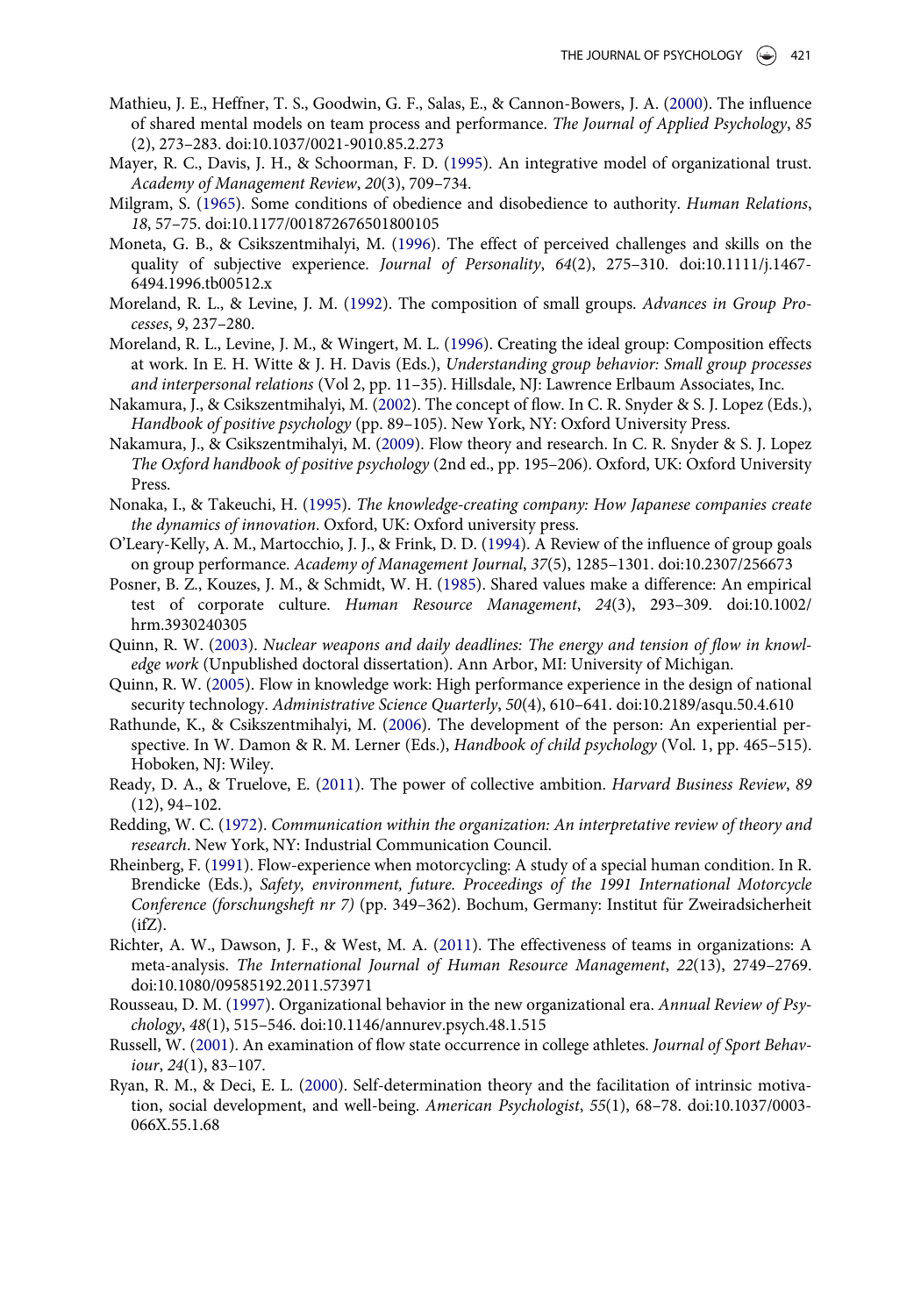Mathieu, J. E., Heffner, T. S., Goodwin, G. F., Salas, E., & Cannon-Bowers, J. A. (2000). The influence of shared mental models on team process and performance. *The Journal of Applied Psychology*, *85* (2), 273–283. doi:10.1037/0021-9010.85.2.273

Mayer, R. C., Davis, J. H., & Schoorman, F. D. (1995). An integrative model of organizational trust. *Academy of Management Review*, *20*(3), 709–734.

Milgram, S. (1965). Some conditions of obedience and disobedience to authority. *Human Relations*, *18*, 57–75. doi:10.1177/001872676501800105

Moneta, G. B., & Csikszentmihalyi, M. (1996). The effect of perceived challenges and skills on the quality of subjective experience. *Journal of Personality*, *64*(2), 275–310. doi:10.1111/j.1467-6494.1996.tb00512.x

Moreland, R. L., & Levine, J. M. (1992). The composition of small groups. *Advances in Group Processes*, *9*, 237–280.

Moreland, R. L., Levine, J. M., & Wingert, M. L. (1996). Creating the ideal group: Composition effects at work. In E. H. Witte & J. H. Davis (Eds.), *Understanding group behavior: Small group processes and interpersonal relations* (Vol 2, pp. 11–35). Hillsdale, NJ: Lawrence Erlbaum Associates, Inc.

Nakamura, J., & Csikszentmihalyi, M. (2002). The concept of flow. In C. R. Snyder & S. J. Lopez (Eds.), *Handbook of positive psychology* (pp. 89–105). New York, NY: Oxford University Press.

Nakamura, J., & Csikszentmihalyi, M. (2009). Flow theory and research. In C. R. Snyder & S. J. Lopez *The Oxford handbook of positive psychology* (2nd ed., pp. 195–206). Oxford, UK: Oxford University Press.

Nonaka, I., & Takeuchi, H. (1995). *The knowledge-creating company: How Japanese companies create the dynamics of innovation*. Oxford, UK: Oxford university press.

O'Leary-Kelly, A. M., Martocchio, J. J., & Frink, D. D. (1994). A Review of the influence of group goals on group performance. *Academy of Management Journal*, *37*(5), 1285–1301. doi:10.2307/256673

Posner, B. Z., Kouzes, J. M., & Schmidt, W. H. (1985). Shared values make a difference: An empirical test of corporate culture. *Human Resource Management*, *24*(3), 293–309. doi:10.1002/hrm.3930240305

Quinn, R. W. (2003). *Nuclear weapons and daily deadlines: The energy and tension of flow in knowledge work* (Unpublished doctoral dissertation). Ann Arbor, MI: University of Michigan.

Quinn, R. W. (2005). Flow in knowledge work: High performance experience in the design of national security technology. *Administrative Science Quarterly*, *50*(4), 610–641. doi:10.2189/asqu.50.4.610

Rathunde, K., & Csikszentmihalyi, M. (2006). The development of the person: An experiential perspective. In W. Damon & R. M. Lerner (Eds.), *Handbook of child psychology* (Vol. 1, pp. 465–515). Hoboken, NJ: Wiley.

Ready, D. A., & Truelove, E. (2011). The power of collective ambition. *Harvard Business Review*, *89* (12), 94–102.

Redding, W. C. (1972). *Communication within the organization: An interpretative review of theory and research*. New York, NY: Industrial Communication Council.

Rheinberg, F. (1991). Flow-experience when motorcycling: A study of a special human condition. In R. Brendicke (Eds.), *Safety, environment, future. Proceedings of the 1991 International Motorcycle Conference (forschungsheft nr 7)* (pp. 349–362). Bochum, Germany: Institut für Zweiradsicherheit (ifZ).

Richter, A. W., Dawson, J. F., & West, M. A. (2011). The effectiveness of teams in organizations: A meta-analysis. *The International Journal of Human Resource Management*, *22*(13), 2749–2769. doi:10.1080/09585192.2011.573971

Rousseau, D. M. (1997). Organizational behavior in the new organizational era. *Annual Review of Psychology*, *48*(1), 515–546. doi:10.1146/annurev.psych.48.1.515

Russell, W. (2001). An examination of flow state occurrence in college athletes. *Journal of Sport Behaviour*, *24*(1), 83–107.

Ryan, R. M., & Deci, E. L. (2000). Self-determination theory and the facilitation of intrinsic motivation, social development, and well-being. *American Psychologist*, *55*(1), 68–78. doi:10.1037/0003-066X.55.1.68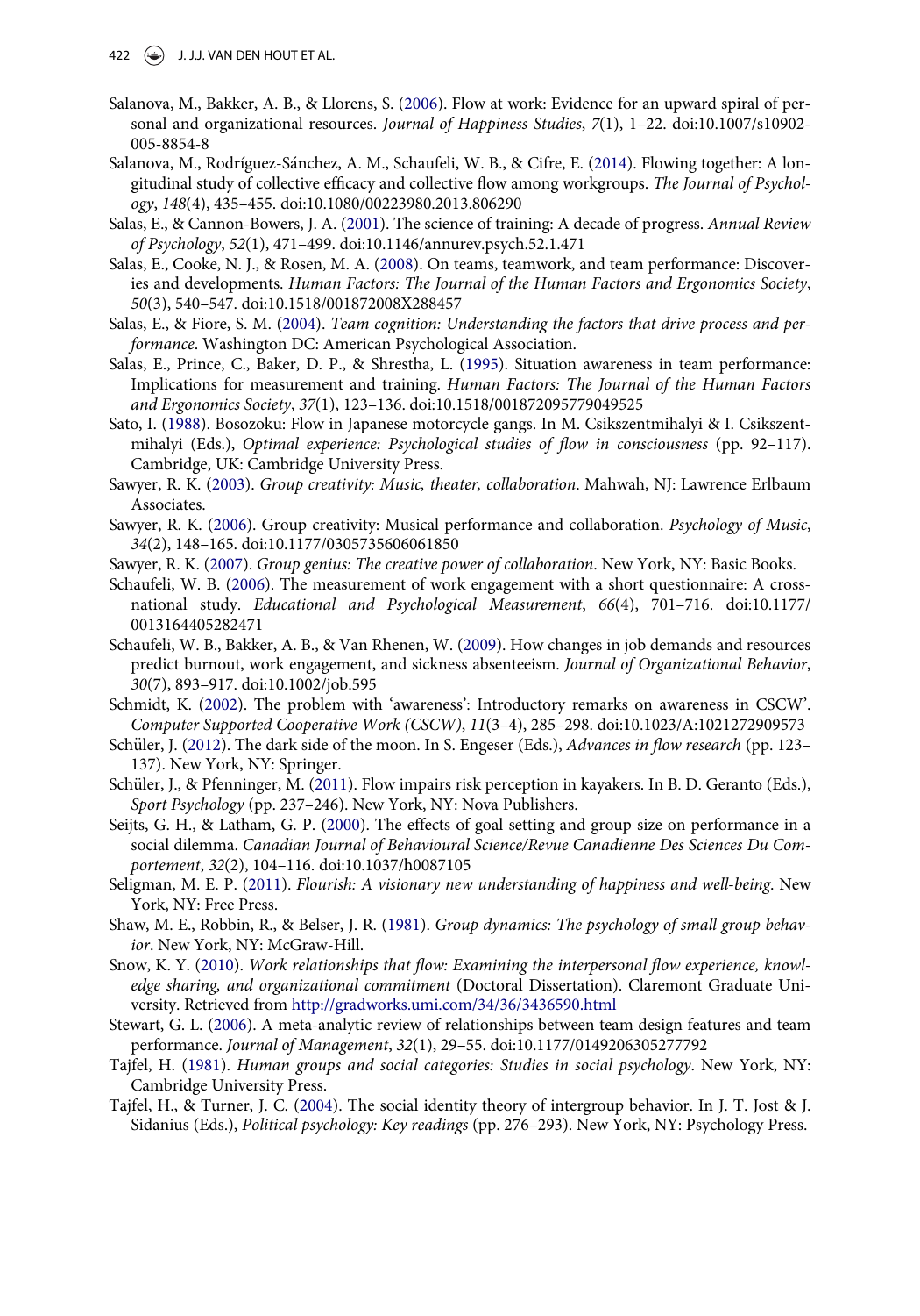Salanova, M., Bakker, A. B., & Llorens, S. (2006). Flow at work: Evidence for an upward spiral of personal and organizational resources. *Journal of Happiness Studies*, *7*(1), 1–22. doi:10.1007/s10902-005-8854-8

Salanova, M., Rodríguez-Sánchez, A. M., Schaufeli, W. B., & Cifre, E. (2014). Flowing together: A longitudinal study of collective efficacy and collective flow among workgroups. *The Journal of Psychology*, *148*(4), 435–455. doi:10.1080/00223980.2013.806290

Salas, E., & Cannon-Bowers, J. A. (2001). The science of training: A decade of progress. *Annual Review of Psychology*, *52*(1), 471–499. doi:10.1146/annurev.psych.52.1.471

Salas, E., Cooke, N. J., & Rosen, M. A. (2008). On teams, teamwork, and team performance: Discoveries and developments. *Human Factors: The Journal of the Human Factors and Ergonomics Society*, *50*(3), 540–547. doi:10.1518/001872008X288457

Salas, E., & Fiore, S. M. (2004). *Team cognition: Understanding the factors that drive process and performance*. Washington DC: American Psychological Association.

Salas, E., Prince, C., Baker, D. P., & Shrestha, L. (1995). Situation awareness in team performance: Implications for measurement and training. *Human Factors: The Journal of the Human Factors and Ergonomics Society*, *37*(1), 123–136. doi:10.1518/001872095779049525

Sato, I. (1988). Bosozoku: Flow in Japanese motorcycle gangs. In M. Csikszentmihalyi & I. Csikszentmihalyi (Eds.), *Optimal experience: Psychological studies of flow in consciousness* (pp. 92–117). Cambridge, UK: Cambridge University Press.

Sawyer, R. K. (2003). *Group creativity: Music, theater, collaboration*. Mahwah, NJ: Lawrence Erlbaum Associates.

Sawyer, R. K. (2006). Group creativity: Musical performance and collaboration. *Psychology of Music*, *34*(2), 148–165. doi:10.1177/0305735606061850

Sawyer, R. K. (2007). *Group genius: The creative power of collaboration*. New York, NY: Basic Books.

Schaufeli, W. B. (2006). The measurement of work engagement with a short questionnaire: A cross-national study. *Educational and Psychological Measurement*, *66*(4), 701–716. doi:10.1177/0013164405282471

Schaufeli, W. B., Bakker, A. B., & Van Rhenen, W. (2009). How changes in job demands and resources predict burnout, work engagement, and sickness absenteeism. *Journal of Organizational Behavior*, *30*(7), 893–917. doi:10.1002/job.595

Schmidt, K. (2002). The problem with 'awareness': Introductory remarks on awareness in CSCW'. *Computer Supported Cooperative Work (CSCW)*, *11*(3–4), 285–298. doi:10.1023/A:1021272909573

Schüler, J. (2012). The dark side of the moon. In S. Engeser (Eds.), *Advances in flow research* (pp. 123–137). New York, NY: Springer.

Schüler, J., & Pfenninger, M. (2011). Flow impairs risk perception in kayakers. In B. D. Geranto (Eds.), *Sport Psychology* (pp. 237–246). New York, NY: Nova Publishers.

Seijts, G. H., & Latham, G. P. (2000). The effects of goal setting and group size on performance in a social dilemma. *Canadian Journal of Behavioural Science/Revue Canadienne Des Sciences Du Comportement*, *32*(2), 104–116. doi:10.1037/h0087105

Seligman, M. E. P. (2011). *Flourish: A visionary new understanding of happiness and well-being*. New York, NY: Free Press.

Shaw, M. E., Robbin, R., & Belser, J. R. (1981). *Group dynamics: The psychology of small group behavior*. New York, NY: McGraw-Hill.

Snow, K. Y. (2010). *Work relationships that flow: Examining the interpersonal flow experience, knowledge sharing, and organizational commitment* (Doctoral Dissertation). Claremont Graduate University. Retrieved from http://gradworks.umi.com/34/36/3436590.html

Stewart, G. L. (2006). A meta-analytic review of relationships between team design features and team performance. *Journal of Management*, *32*(1), 29–55. doi:10.1177/0149206305277792

Tajfel, H. (1981). *Human groups and social categories: Studies in social psychology*. New York, NY: Cambridge University Press.

Tajfel, H., & Turner, J. C. (2004). The social identity theory of intergroup behavior. In J. T. Jost & J. Sidanius (Eds.), *Political psychology: Key readings* (pp. 276–293). New York, NY: Psychology Press.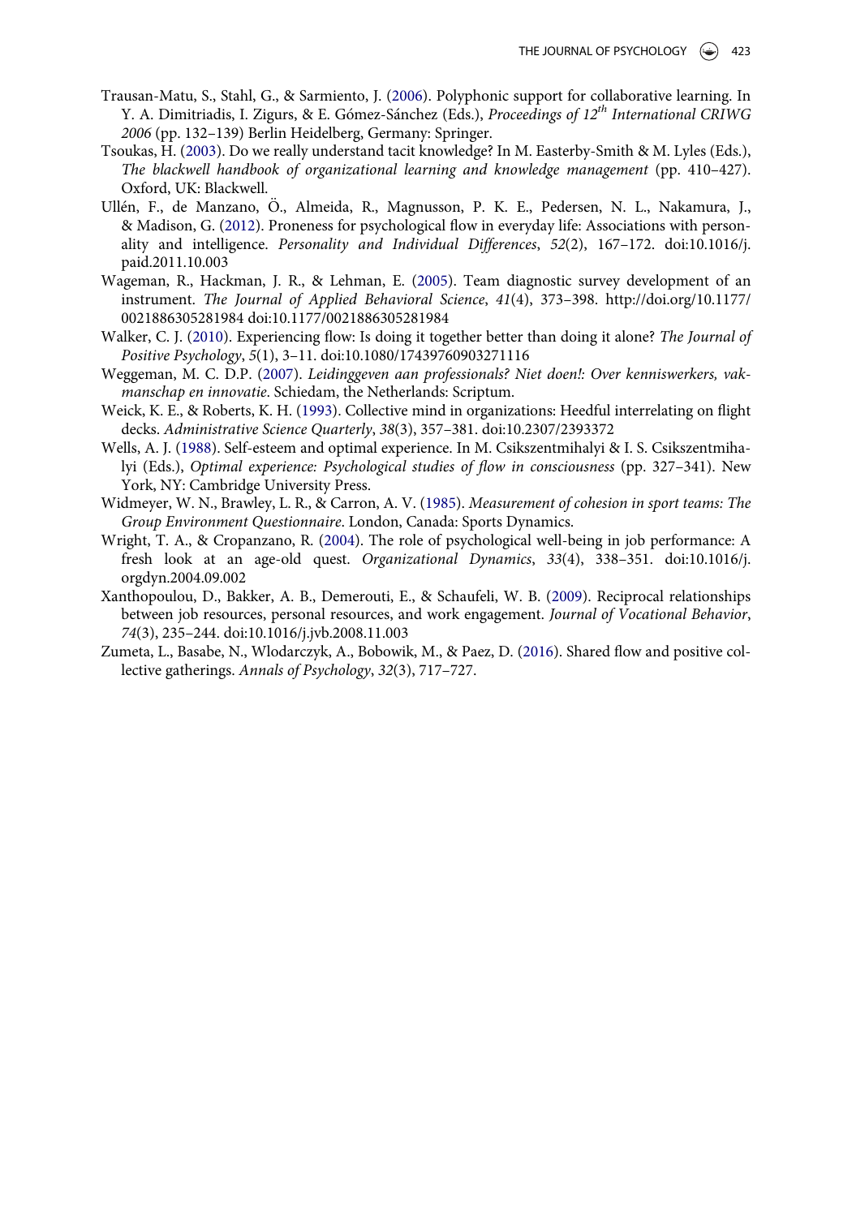Trausan-Matu, S., Stahl, G., & Sarmiento, J. (2006). Polyphonic support for collaborative learning. In Y. A. Dimitriadis, I. Zigurs, & E. Gómez-Sánchez (Eds.), *Proceedings of 12th International CRIWG 2006* (pp. 132–139) Berlin Heidelberg, Germany: Springer.

Tsoukas, H. (2003). Do we really understand tacit knowledge? In M. Easterby-Smith & M. Lyles (Eds.), *The blackwell handbook of organizational learning and knowledge management* (pp. 410–427). Oxford, UK: Blackwell.

Ullén, F., de Manzano, Ö., Almeida, R., Magnusson, P. K. E., Pedersen, N. L., Nakamura, J., & Madison, G. (2012). Proneness for psychological flow in everyday life: Associations with personality and intelligence. *Personality and Individual Differences*, *52*(2), 167–172. doi:10.1016/j.paid.2011.10.003

Wageman, R., Hackman, J. R., & Lehman, E. (2005). Team diagnostic survey development of an instrument. *The Journal of Applied Behavioral Science*, *41*(4), 373–398. http://doi.org/10.1177/0021886305281984 doi:10.1177/0021886305281984

Walker, C. J. (2010). Experiencing flow: Is doing it together better than doing it alone? *The Journal of Positive Psychology*, *5*(1), 3–11. doi:10.1080/17439760903271116

Weggeman, M. C. D.P. (2007). *Leidinggeven aan professionals? Niet doen!: Over kenniswerkers, vakmanschap en innovatie*. Schiedam, the Netherlands: Scriptum.

Weick, K. E., & Roberts, K. H. (1993). Collective mind in organizations: Heedful interrelating on flight decks. *Administrative Science Quarterly*, *38*(3), 357–381. doi:10.2307/2393372

Wells, A. J. (1988). Self-esteem and optimal experience. In M. Csikszentmihalyi & I. S. Csikszentmihalyi (Eds.), *Optimal experience: Psychological studies of flow in consciousness* (pp. 327–341). New York, NY: Cambridge University Press.

Widmeyer, W. N., Brawley, L. R., & Carron, A. V. (1985). *Measurement of cohesion in sport teams: The Group Environment Questionnaire*. London, Canada: Sports Dynamics.

Wright, T. A., & Cropanzano, R. (2004). The role of psychological well-being in job performance: A fresh look at an age-old quest. *Organizational Dynamics*, *33*(4), 338–351. doi:10.1016/j.orgdyn.2004.09.002

Xanthopoulou, D., Bakker, A. B., Demerouti, E., & Schaufeli, W. B. (2009). Reciprocal relationships between job resources, personal resources, and work engagement. *Journal of Vocational Behavior*, *74*(3), 235–244. doi:10.1016/j.jvb.2008.11.003

Zumeta, L., Basabe, N., Wlodarczyk, A., Bobowik, M., & Paez, D. (2016). Shared flow and positive collective gatherings. *Annals of Psychology*, *32*(3), 717–727.